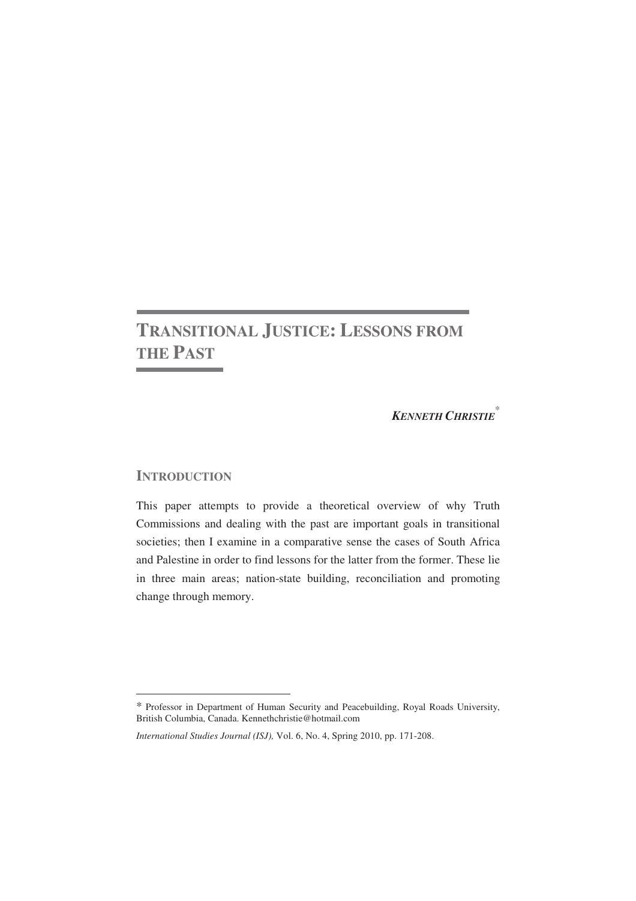# TRANSITIONAL JUSTICE: LESSONS FROM THE PAST

***KENNETH CHRISTIE*** [*]

## INTRODUCTION

This paper attempts to provide a theoretical overview of why Truth Commissions and dealing with the past are important goals in transitional societies; then I examine in a comparative sense the cases of South Africa and Palestine in order to find lessons for the latter from the former. These lie in three main areas; nation-state building, reconciliation and promoting change through memory.

---

[*] Professor in Department of Human Security and Peacebuilding, Royal Roads University, British Columbia, Canada. Kennethchristie@hotmail.com

*International Studies Journal (ISJ),* Vol. 6, No. 4, Spring 2010, pp. 171-208.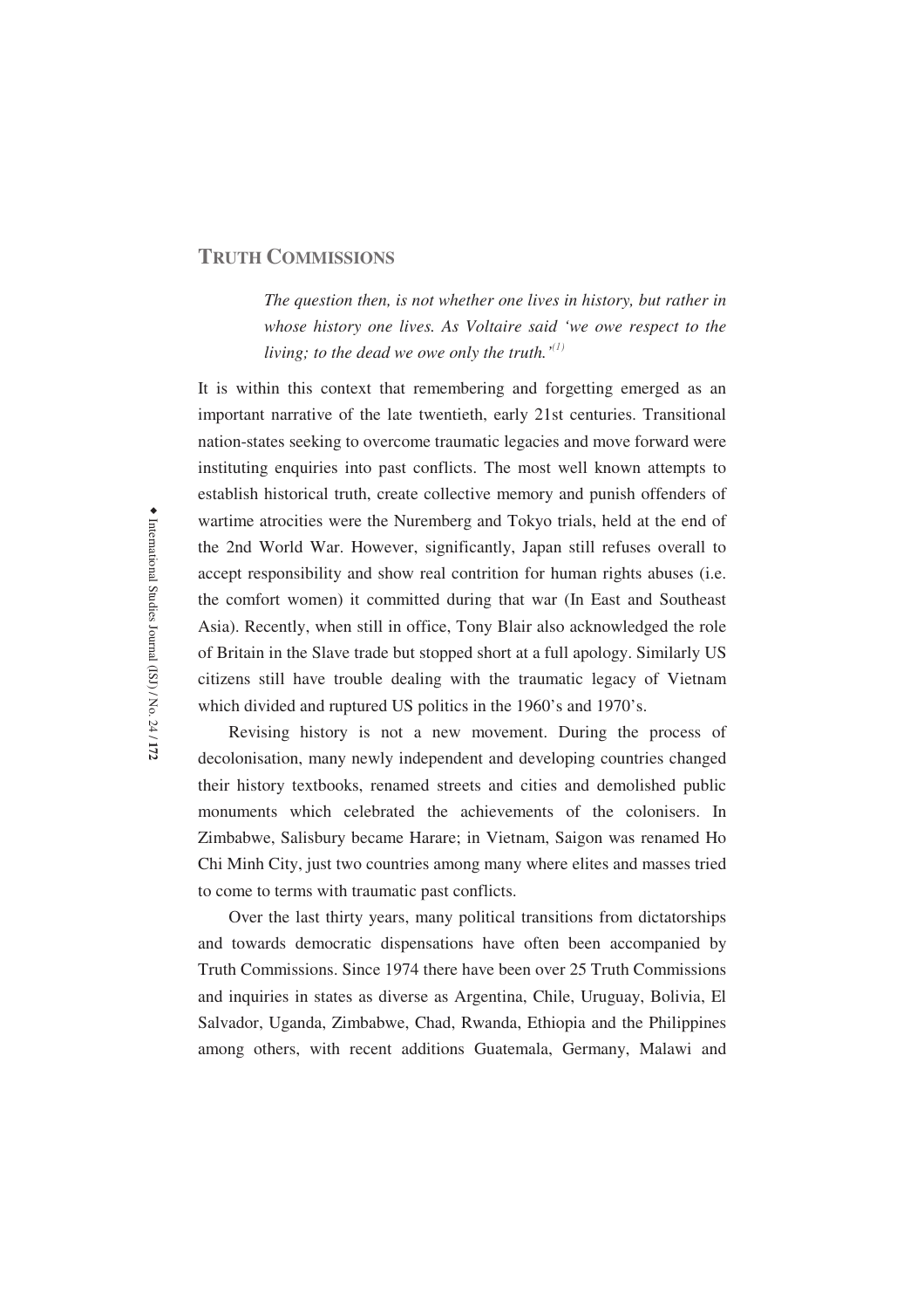## TRUTH COMMISSIONS

> *The question then, is not whether one lives in history, but rather in whose history one lives. As Voltaire said 'we owe respect to the living; to the dead we owe only the truth.'*[1]

It is within this context that remembering and forgetting emerged as an important narrative of the late twentieth, early 21st centuries. Transitional nation-states seeking to overcome traumatic legacies and move forward were instituting enquiries into past conflicts. The most well known attempts to establish historical truth, create collective memory and punish offenders of wartime atrocities were the Nuremberg and Tokyo trials, held at the end of the 2nd World War. However, significantly, Japan still refuses overall to accept responsibility and show real contrition for human rights abuses (i.e. the comfort women) it committed during that war (In East and Southeast Asia). Recently, when still in office, Tony Blair also acknowledged the role of Britain in the Slave trade but stopped short at a full apology. Similarly US citizens still have trouble dealing with the traumatic legacy of Vietnam which divided and ruptured US politics in the 1960's and 1970's.

Revising history is not a new movement. During the process of decolonisation, many newly independent and developing countries changed their history textbooks, renamed streets and cities and demolished public monuments which celebrated the achievements of the colonisers. In Zimbabwe, Salisbury became Harare; in Vietnam, Saigon was renamed Ho Chi Minh City, just two countries among many where elites and masses tried to come to terms with traumatic past conflicts.

Over the last thirty years, many political transitions from dictatorships and towards democratic dispensations have often been accompanied by Truth Commissions. Since 1974 there have been over 25 Truth Commissions and inquiries in states as diverse as Argentina, Chile, Uruguay, Bolivia, El Salvador, Uganda, Zimbabwe, Chad, Rwanda, Ethiopia and the Philippines among others, with recent additions Guatemala, Germany, Malawi and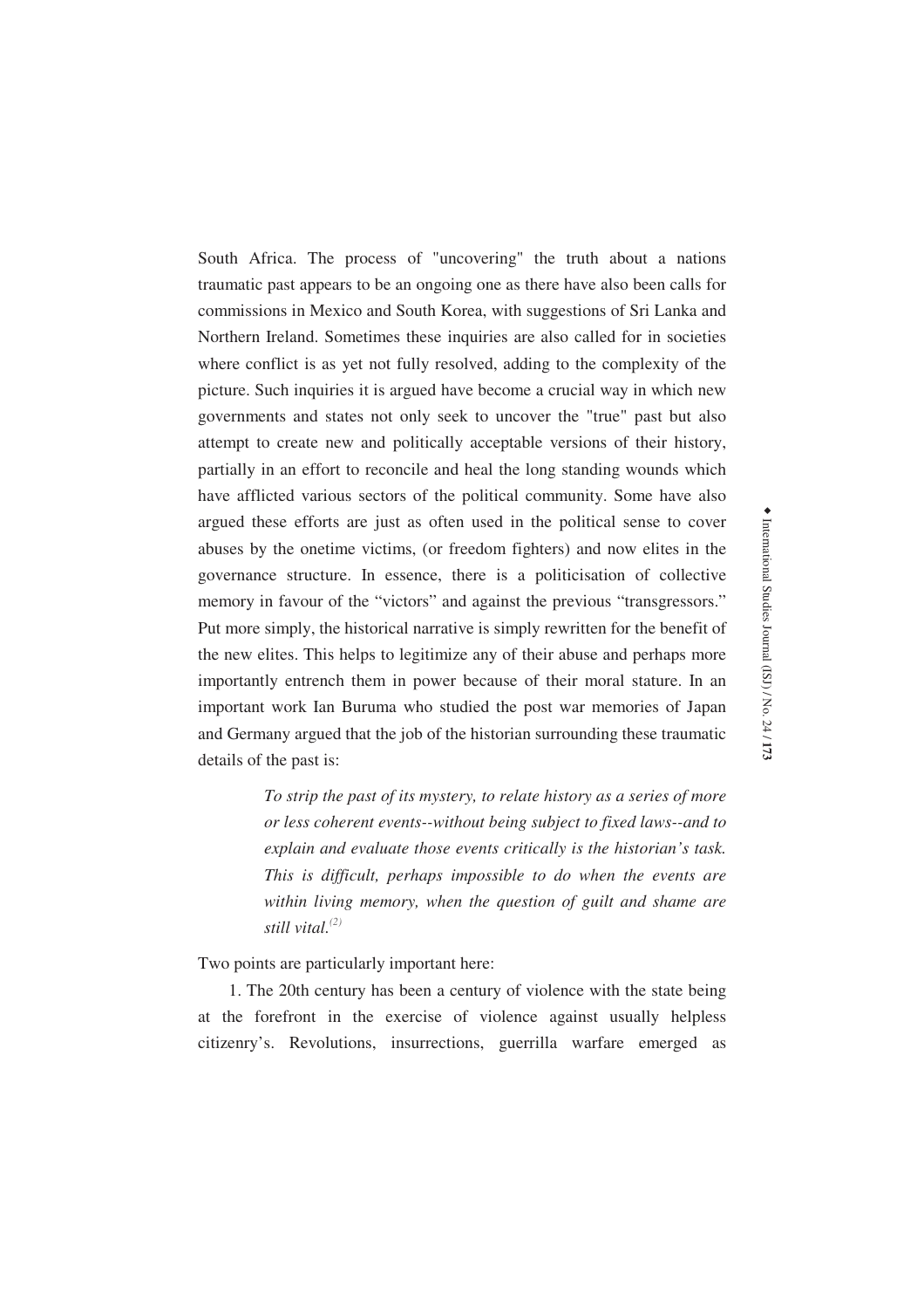South Africa. The process of "uncovering" the truth about a nations traumatic past appears to be an ongoing one as there have also been calls for commissions in Mexico and South Korea, with suggestions of Sri Lanka and Northern Ireland. Sometimes these inquiries are also called for in societies where conflict is as yet not fully resolved, adding to the complexity of the picture. Such inquiries it is argued have become a crucial way in which new governments and states not only seek to uncover the "true" past but also attempt to create new and politically acceptable versions of their history, partially in an effort to reconcile and heal the long standing wounds which have afflicted various sectors of the political community. Some have also argued these efforts are just as often used in the political sense to cover abuses by the onetime victims, (or freedom fighters) and now elites in the governance structure. In essence, there is a politicisation of collective memory in favour of the "victors" and against the previous "transgressors." Put more simply, the historical narrative is simply rewritten for the benefit of the new elites. This helps to legitimize any of their abuse and perhaps more importantly entrench them in power because of their moral stature. In an important work Ian Buruma who studied the post war memories of Japan and Germany argued that the job of the historian surrounding these traumatic details of the past is:

> *To strip the past of its mystery, to relate history as a series of more or less coherent events--without being subject to fixed laws--and to explain and evaluate those events critically is the historian's task. This is difficult, perhaps impossible to do when the events are within living memory, when the question of guilt and shame are still vital.*[(2)]

Two points are particularly important here:

1. The 20th century has been a century of violence with the state being at the forefront in the exercise of violence against usually helpless citizenry's. Revolutions, insurrections, guerrilla warfare emerged as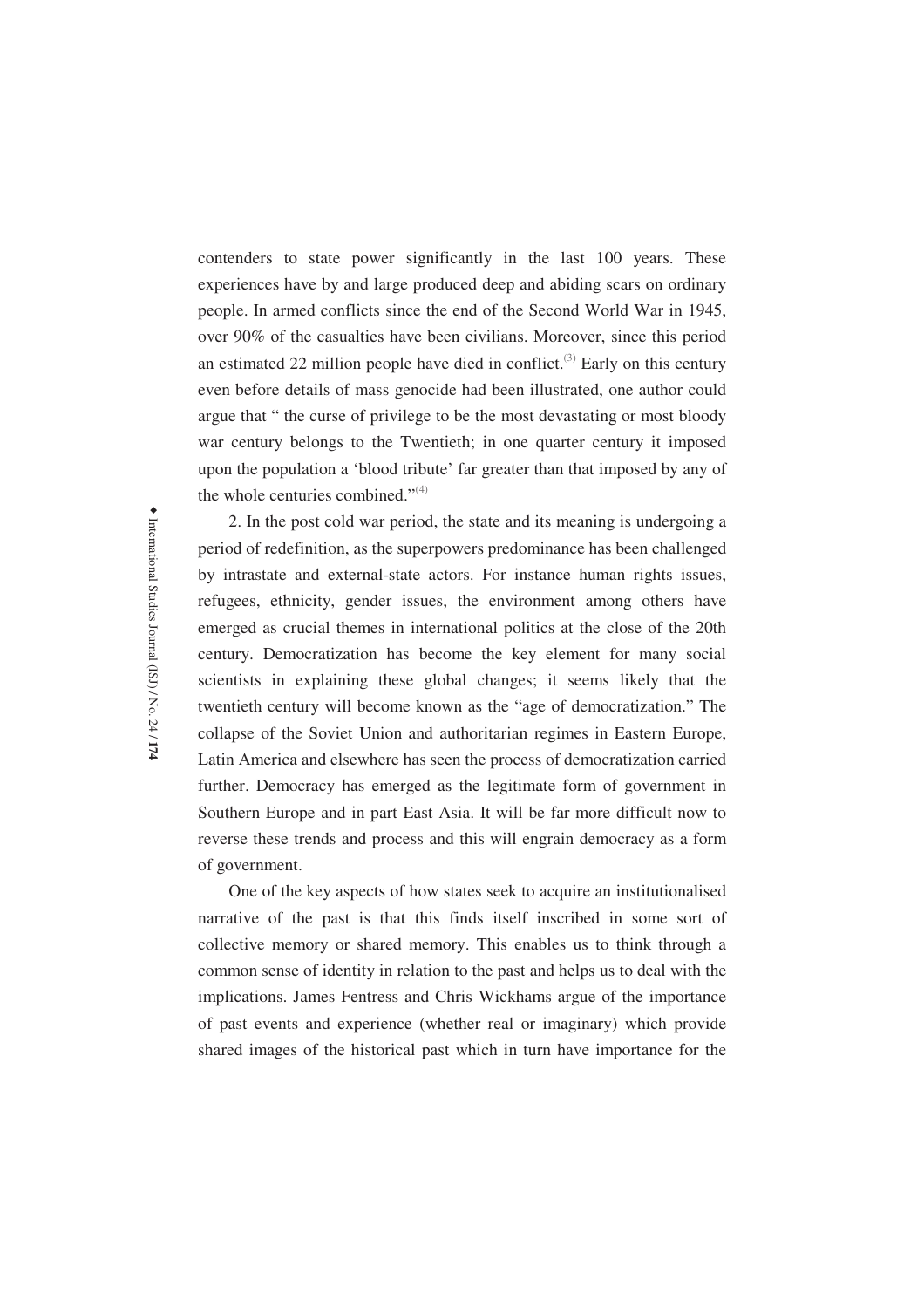contenders to state power significantly in the last 100 years. These experiences have by and large produced deep and abiding scars on ordinary people. In armed conflicts since the end of the Second World War in 1945, over 90% of the casualties have been civilians. Moreover, since this period an estimated 22 million people have died in conflict.[3] Early on this century even before details of mass genocide had been illustrated, one author could argue that " the curse of privilege to be the most devastating or most bloody war century belongs to the Twentieth; in one quarter century it imposed upon the population a 'blood tribute' far greater than that imposed by any of the whole centuries combined."[4]

2. In the post cold war period, the state and its meaning is undergoing a period of redefinition, as the superpowers predominance has been challenged by intrastate and external-state actors. For instance human rights issues, refugees, ethnicity, gender issues, the environment among others have emerged as crucial themes in international politics at the close of the 20th century. Democratization has become the key element for many social scientists in explaining these global changes; it seems likely that the twentieth century will become known as the "age of democratization." The collapse of the Soviet Union and authoritarian regimes in Eastern Europe, Latin America and elsewhere has seen the process of democratization carried further. Democracy has emerged as the legitimate form of government in Southern Europe and in part East Asia. It will be far more difficult now to reverse these trends and process and this will engrain democracy as a form of government.

One of the key aspects of how states seek to acquire an institutionalised narrative of the past is that this finds itself inscribed in some sort of collective memory or shared memory. This enables us to think through a common sense of identity in relation to the past and helps us to deal with the implications. James Fentress and Chris Wickhams argue of the importance of past events and experience (whether real or imaginary) which provide shared images of the historical past which in turn have importance for the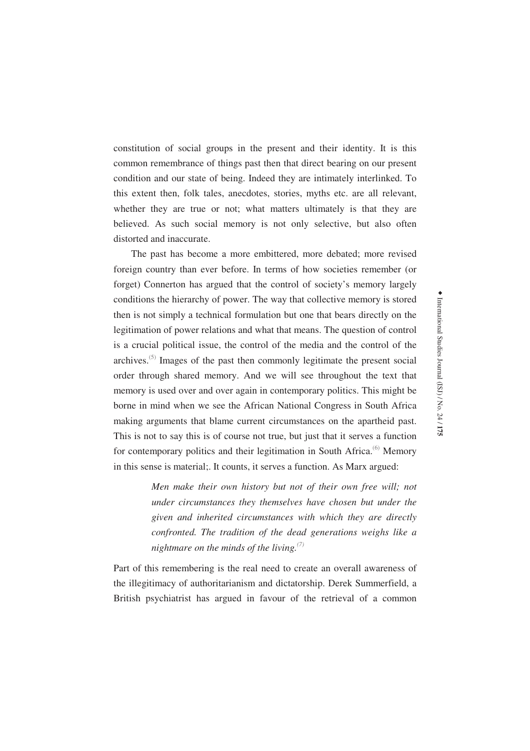constitution of social groups in the present and their identity. It is this common remembrance of things past then that direct bearing on our present condition and our state of being. Indeed they are intimately interlinked. To this extent then, folk tales, anecdotes, stories, myths etc. are all relevant, whether they are true or not; what matters ultimately is that they are believed. As such social memory is not only selective, but also often distorted and inaccurate.

The past has become a more embittered, more debated; more revised foreign country than ever before. In terms of how societies remember (or forget) Connerton has argued that the control of society's memory largely conditions the hierarchy of power. The way that collective memory is stored then is not simply a technical formulation but one that bears directly on the legitimation of power relations and what that means. The question of control is a crucial political issue, the control of the media and the control of the archives.[5] Images of the past then commonly legitimate the present social order through shared memory. And we will see throughout the text that memory is used over and over again in contemporary politics. This might be borne in mind when we see the African National Congress in South Africa making arguments that blame current circumstances on the apartheid past. This is not to say this is of course not true, but just that it serves a function for contemporary politics and their legitimation in South Africa.[6] Memory in this sense is material;. It counts, it serves a function. As Marx argued:

> *Men make their own history but not of their own free will; not under circumstances they themselves have chosen but under the given and inherited circumstances with which they are directly confronted. The tradition of the dead generations weighs like a nightmare on the minds of the living.*[7]

Part of this remembering is the real need to create an overall awareness of the illegitimacy of authoritarianism and dictatorship. Derek Summerfield, a British psychiatrist has argued in favour of the retrieval of a common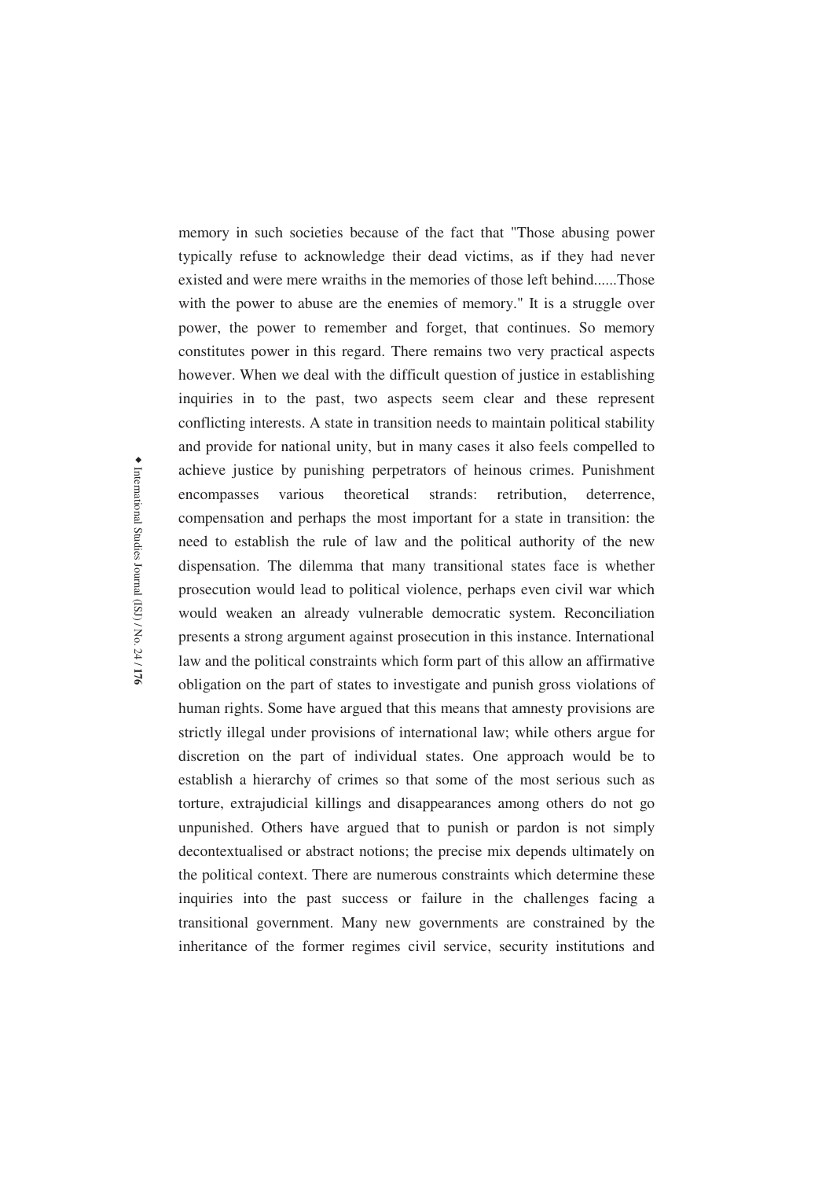memory in such societies because of the fact that "Those abusing power typically refuse to acknowledge their dead victims, as if they had never existed and were mere wraiths in the memories of those left behind......Those with the power to abuse are the enemies of memory." It is a struggle over power, the power to remember and forget, that continues. So memory constitutes power in this regard. There remains two very practical aspects however. When we deal with the difficult question of justice in establishing inquiries in to the past, two aspects seem clear and these represent conflicting interests. A state in transition needs to maintain political stability and provide for national unity, but in many cases it also feels compelled to achieve justice by punishing perpetrators of heinous crimes. Punishment encompasses various theoretical strands: retribution, deterrence, compensation and perhaps the most important for a state in transition: the need to establish the rule of law and the political authority of the new dispensation. The dilemma that many transitional states face is whether prosecution would lead to political violence, perhaps even civil war which would weaken an already vulnerable democratic system. Reconciliation presents a strong argument against prosecution in this instance. International law and the political constraints which form part of this allow an affirmative obligation on the part of states to investigate and punish gross violations of human rights. Some have argued that this means that amnesty provisions are strictly illegal under provisions of international law; while others argue for discretion on the part of individual states. One approach would be to establish a hierarchy of crimes so that some of the most serious such as torture, extrajudicial killings and disappearances among others do not go unpunished. Others have argued that to punish or pardon is not simply decontextualised or abstract notions; the precise mix depends ultimately on the political context. There are numerous constraints which determine these inquiries into the past success or failure in the challenges facing a transitional government. Many new governments are constrained by the inheritance of the former regimes civil service, security institutions and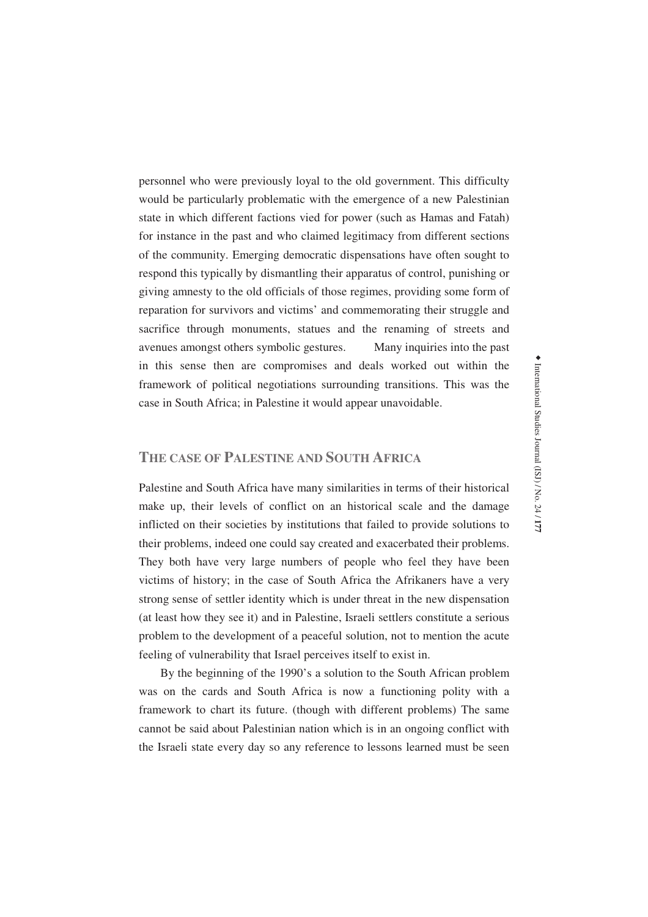personnel who were previously loyal to the old government. This difficulty would be particularly problematic with the emergence of a new Palestinian state in which different factions vied for power (such as Hamas and Fatah) for instance in the past and who claimed legitimacy from different sections of the community. Emerging democratic dispensations have often sought to respond this typically by dismantling their apparatus of control, punishing or giving amnesty to the old officials of those regimes, providing some form of reparation for survivors and victims' and commemorating their struggle and sacrifice through monuments, statues and the renaming of streets and avenues amongst others symbolic gestures. Many inquiries into the past in this sense then are compromises and deals worked out within the framework of political negotiations surrounding transitions. This was the case in South Africa; in Palestine it would appear unavoidable.

## THE CASE OF PALESTINE AND SOUTH AFRICA

Palestine and South Africa have many similarities in terms of their historical make up, their levels of conflict on an historical scale and the damage inflicted on their societies by institutions that failed to provide solutions to their problems, indeed one could say created and exacerbated their problems. They both have very large numbers of people who feel they have been victims of history; in the case of South Africa the Afrikaners have a very strong sense of settler identity which is under threat in the new dispensation (at least how they see it) and in Palestine, Israeli settlers constitute a serious problem to the development of a peaceful solution, not to mention the acute feeling of vulnerability that Israel perceives itself to exist in.

By the beginning of the 1990's a solution to the South African problem was on the cards and South Africa is now a functioning polity with a framework to chart its future. (though with different problems) The same cannot be said about Palestinian nation which is in an ongoing conflict with the Israeli state every day so any reference to lessons learned must be seen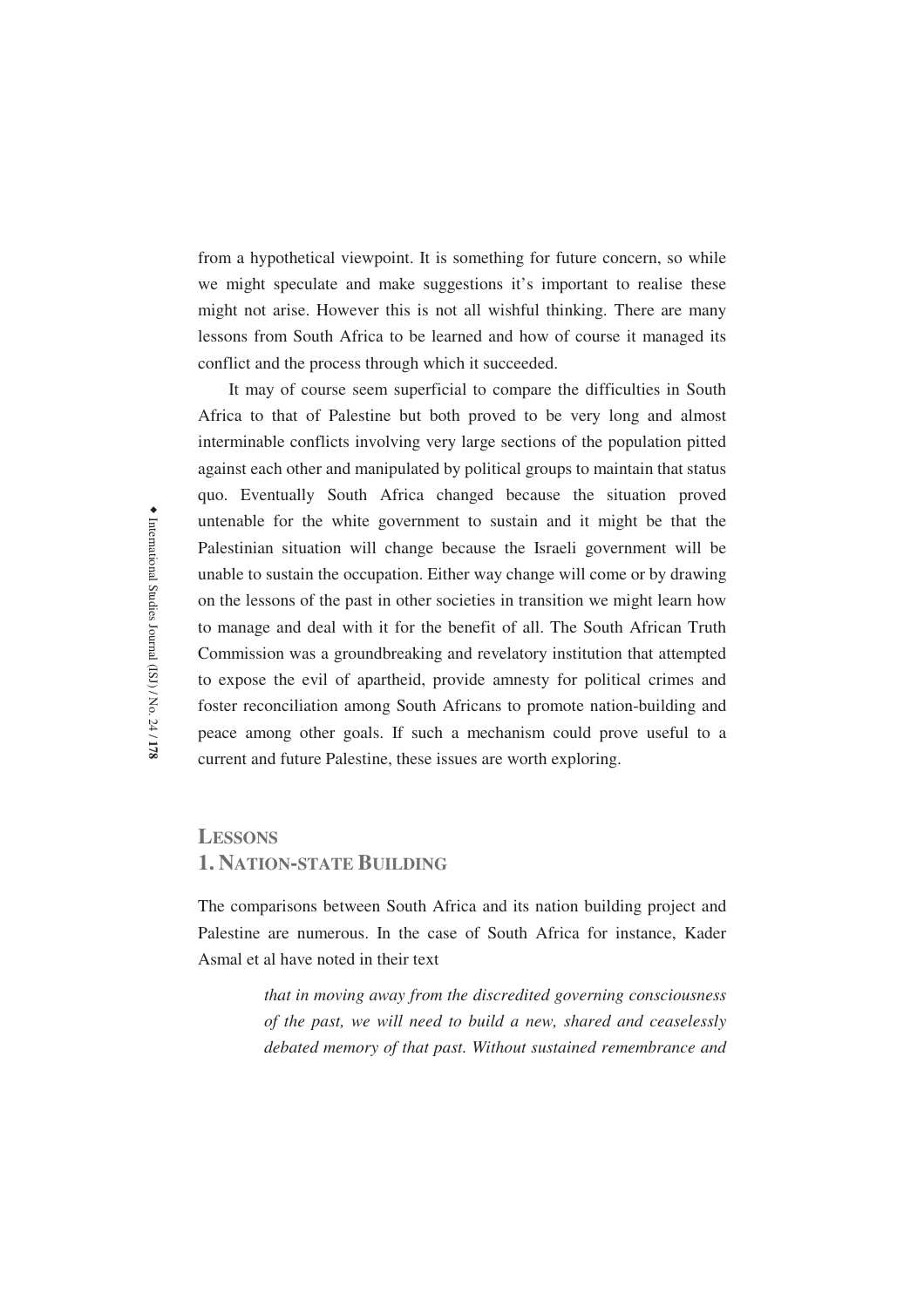from a hypothetical viewpoint. It is something for future concern, so while we might speculate and make suggestions it's important to realise these might not arise. However this is not all wishful thinking. There are many lessons from South Africa to be learned and how of course it managed its conflict and the process through which it succeeded.

It may of course seem superficial to compare the difficulties in South Africa to that of Palestine but both proved to be very long and almost interminable conflicts involving very large sections of the population pitted against each other and manipulated by political groups to maintain that status quo. Eventually South Africa changed because the situation proved untenable for the white government to sustain and it might be that the Palestinian situation will change because the Israeli government will be unable to sustain the occupation. Either way change will come or by drawing on the lessons of the past in other societies in transition we might learn how to manage and deal with it for the benefit of all. The South African Truth Commission was a groundbreaking and revelatory institution that attempted to expose the evil of apartheid, provide amnesty for political crimes and foster reconciliation among South Africans to promote nation-building and peace among other goals. If such a mechanism could prove useful to a current and future Palestine, these issues are worth exploring.

## Lessons

### 1. Nation-state Building

The comparisons between South Africa and its nation building project and Palestine are numerous. In the case of South Africa for instance, Kader Asmal et al have noted in their text

> *that in moving away from the discredited governing consciousness of the past, we will need to build a new, shared and ceaselessly debated memory of that past. Without sustained remembrance and*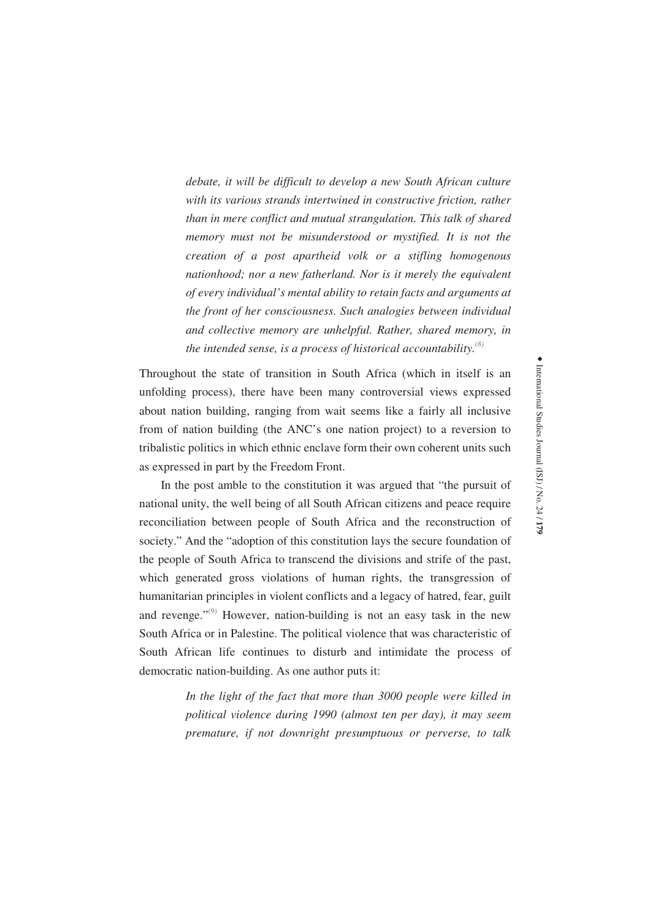*debate, it will be difficult to develop a new South African culture with its various strands intertwined in constructive friction, rather than in mere conflict and mutual strangulation. This talk of shared memory must not be misunderstood or mystified. It is not the creation of a post apartheid volk or a stifling homogenous nationhood; nor a new fatherland. Nor is it merely the equivalent of every individual's mental ability to retain facts and arguments at the front of her consciousness. Such analogies between individual and collective memory are unhelpful. Rather, shared memory, in the intended sense, is a process of historical accountability.*[8]

Throughout the state of transition in South Africa (which in itself is an unfolding process), there have been many controversial views expressed about nation building, ranging from wait seems like a fairly all inclusive from of nation building (the ANC's one nation project) to a reversion to tribalistic politics in which ethnic enclave form their own coherent units such as expressed in part by the Freedom Front.

In the post amble to the constitution it was argued that "the pursuit of national unity, the well being of all South African citizens and peace require reconciliation between people of South Africa and the reconstruction of society." And the "adoption of this constitution lays the secure foundation of the people of South Africa to transcend the divisions and strife of the past, which generated gross violations of human rights, the transgression of humanitarian principles in violent conflicts and a legacy of hatred, fear, guilt and revenge."[9] However, nation-building is not an easy task in the new South Africa or in Palestine. The political violence that was characteristic of South African life continues to disturb and intimidate the process of democratic nation-building. As one author puts it:

*In the light of the fact that more than 3000 people were killed in political violence during 1990 (almost ten per day), it may seem premature, if not downright presumptuous or perverse, to talk*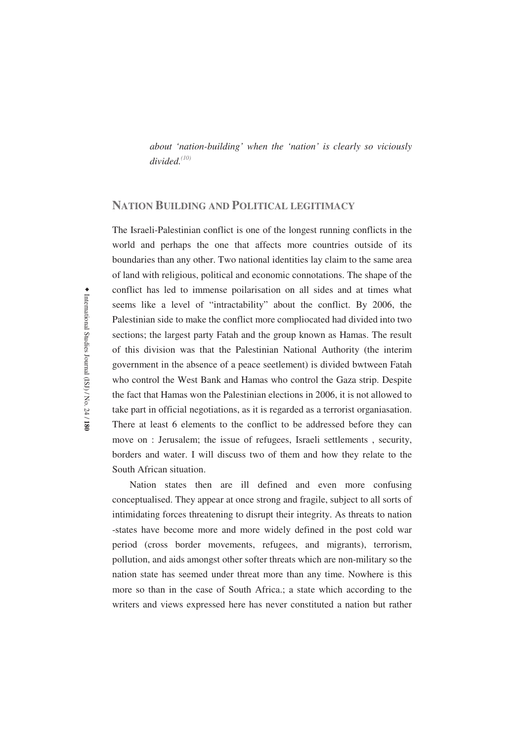*about 'nation-building' when the 'nation' is clearly so viciously divided.*[10]

## NATION BUILDING AND POLITICAL LEGITIMACY

The Israeli-Palestinian conflict is one of the longest running conflicts in the world and perhaps the one that affects more countries outside of its boundaries than any other. Two national identities lay claim to the same area of land with religious, political and economic connotations. The shape of the conflict has led to immense poilarisation on all sides and at times what seems like a level of "intractability" about the conflict. By 2006, the Palestinian side to make the conflict more compliocated had divided into two sections; the largest party Fatah and the group known as Hamas. The result of this division was that the Palestinian National Authority (the interim government in the absence of a peace seetlement) is divided bwtween Fatah who control the West Bank and Hamas who control the Gaza strip. Despite the fact that Hamas won the Palestinian elections in 2006, it is not allowed to take part in official negotiations, as it is regarded as a terrorist organiasation. There at least 6 elements to the conflict to be addressed before they can move on : Jerusalem; the issue of refugees, Israeli settlements , security, borders and water. I will discuss two of them and how they relate to the South African situation.

Nation states then are ill defined and even more confusing conceptualised. They appear at once strong and fragile, subject to all sorts of intimidating forces threatening to disrupt their integrity. As threats to nation -states have become more and more widely defined in the post cold war period (cross border movements, refugees, and migrants), terrorism, pollution, and aids amongst other softer threats which are non-military so the nation state has seemed under threat more than any time. Nowhere is this more so than in the case of South Africa.; a state which according to the writers and views expressed here has never constituted a nation but rather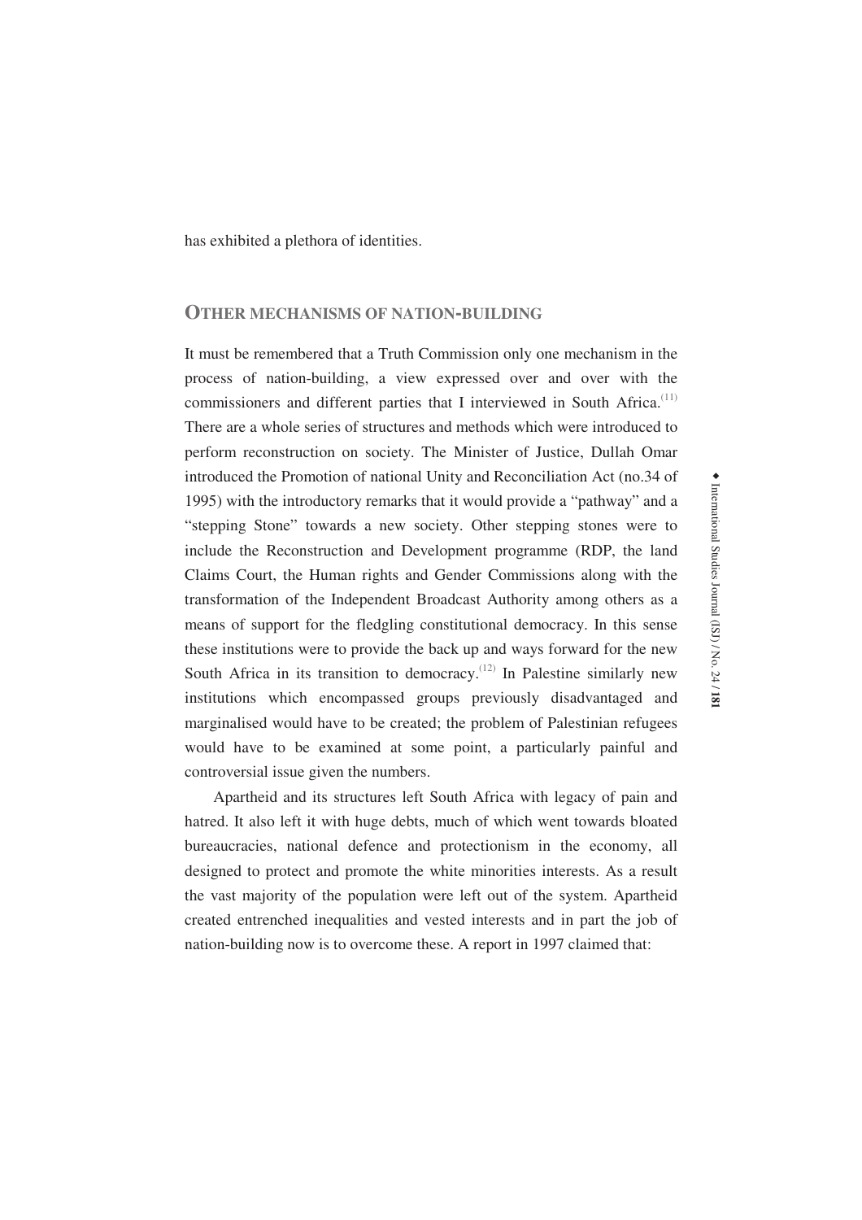has exhibited a plethora of identities.

## OTHER MECHANISMS OF NATION-BUILDING

It must be remembered that a Truth Commission only one mechanism in the process of nation-building, a view expressed over and over with the commissioners and different parties that I interviewed in South Africa.[11] There are a whole series of structures and methods which were introduced to perform reconstruction on society. The Minister of Justice, Dullah Omar introduced the Promotion of national Unity and Reconciliation Act (no.34 of 1995) with the introductory remarks that it would provide a "pathway" and a "stepping Stone" towards a new society. Other stepping stones were to include the Reconstruction and Development programme (RDP, the land Claims Court, the Human rights and Gender Commissions along with the transformation of the Independent Broadcast Authority among others as a means of support for the fledgling constitutional democracy. In this sense these institutions were to provide the back up and ways forward for the new South Africa in its transition to democracy.[12] In Palestine similarly new institutions which encompassed groups previously disadvantaged and marginalised would have to be created; the problem of Palestinian refugees would have to be examined at some point, a particularly painful and controversial issue given the numbers.

Apartheid and its structures left South Africa with legacy of pain and hatred. It also left it with huge debts, much of which went towards bloated bureaucracies, national defence and protectionism in the economy, all designed to protect and promote the white minorities interests. As a result the vast majority of the population were left out of the system. Apartheid created entrenched inequalities and vested interests and in part the job of nation-building now is to overcome these. A report in 1997 claimed that: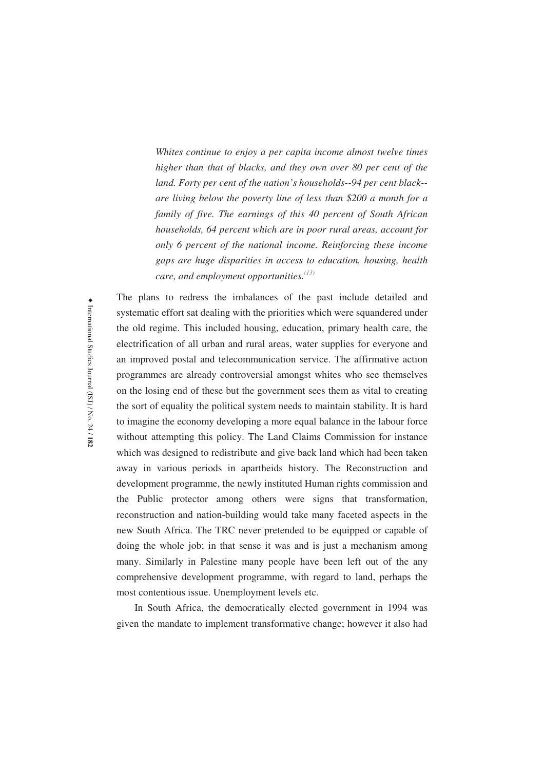*Whites continue to enjoy a per capita income almost twelve times higher than that of blacks, and they own over 80 per cent of the land. Forty per cent of the nation's households--94 per cent black--are living below the poverty line of less than $200 a month for a family of five. The earnings of this 40 percent of South African households, 64 percent which are in poor rural areas, account for only 6 percent of the national income. Reinforcing these income gaps are huge disparities in access to education, housing, health care, and employment opportunities.*[(13)]

The plans to redress the imbalances of the past include detailed and systematic effort sat dealing with the priorities which were squandered under the old regime. This included housing, education, primary health care, the electrification of all urban and rural areas, water supplies for everyone and an improved postal and telecommunication service. The affirmative action programmes are already controversial amongst whites who see themselves on the losing end of these but the government sees them as vital to creating the sort of equality the political system needs to maintain stability. It is hard to imagine the economy developing a more equal balance in the labour force without attempting this policy. The Land Claims Commission for instance which was designed to redistribute and give back land which had been taken away in various periods in apartheids history. The Reconstruction and development programme, the newly instituted Human rights commission and the Public protector among others were signs that transformation, reconstruction and nation-building would take many faceted aspects in the new South Africa. The TRC never pretended to be equipped or capable of doing the whole job; in that sense it was and is just a mechanism among many. Similarly in Palestine many people have been left out of the any comprehensive development programme, with regard to land, perhaps the most contentious issue. Unemployment levels etc.

In South Africa, the democratically elected government in 1994 was given the mandate to implement transformative change; however it also had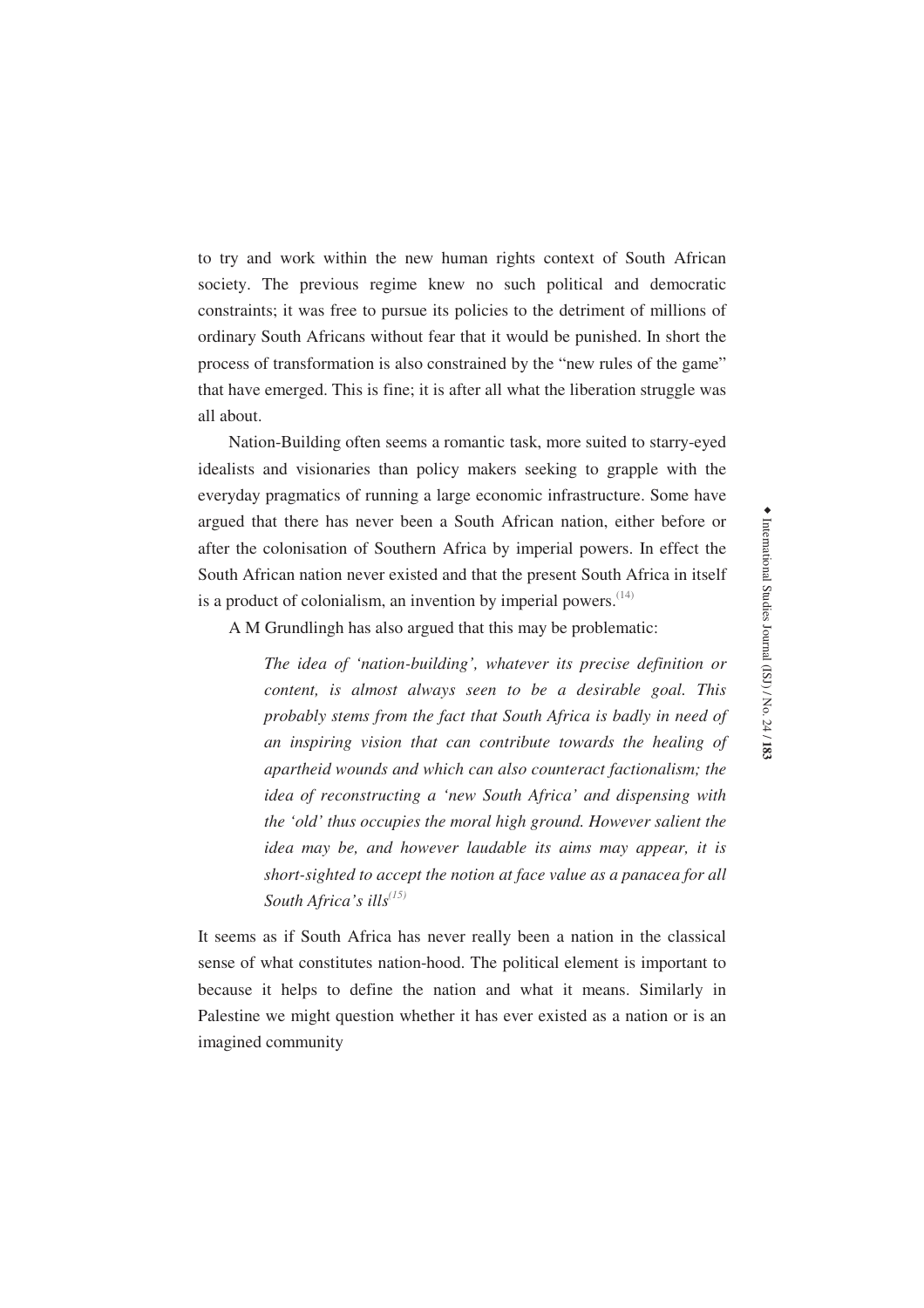to try and work within the new human rights context of South African society. The previous regime knew no such political and democratic constraints; it was free to pursue its policies to the detriment of millions of ordinary South Africans without fear that it would be punished. In short the process of transformation is also constrained by the "new rules of the game" that have emerged. This is fine; it is after all what the liberation struggle was all about.

Nation-Building often seems a romantic task, more suited to starry-eyed idealists and visionaries than policy makers seeking to grapple with the everyday pragmatics of running a large economic infrastructure. Some have argued that there has never been a South African nation, either before or after the colonisation of Southern Africa by imperial powers. In effect the South African nation never existed and that the present South Africa in itself is a product of colonialism, an invention by imperial powers.(14)

A M Grundlingh has also argued that this may be problematic:

> *The idea of 'nation-building', whatever its precise definition or content, is almost always seen to be a desirable goal. This probably stems from the fact that South Africa is badly in need of an inspiring vision that can contribute towards the healing of apartheid wounds and which can also counteract factionalism; the idea of reconstructing a 'new South Africa' and dispensing with the 'old' thus occupies the moral high ground. However salient the idea may be, and however laudable its aims may appear, it is short-sighted to accept the notion at face value as a panacea for all South Africa's ills*(15)

It seems as if South Africa has never really been a nation in the classical sense of what constitutes nation-hood. The political element is important to because it helps to define the nation and what it means. Similarly in Palestine we might question whether it has ever existed as a nation or is an imagined community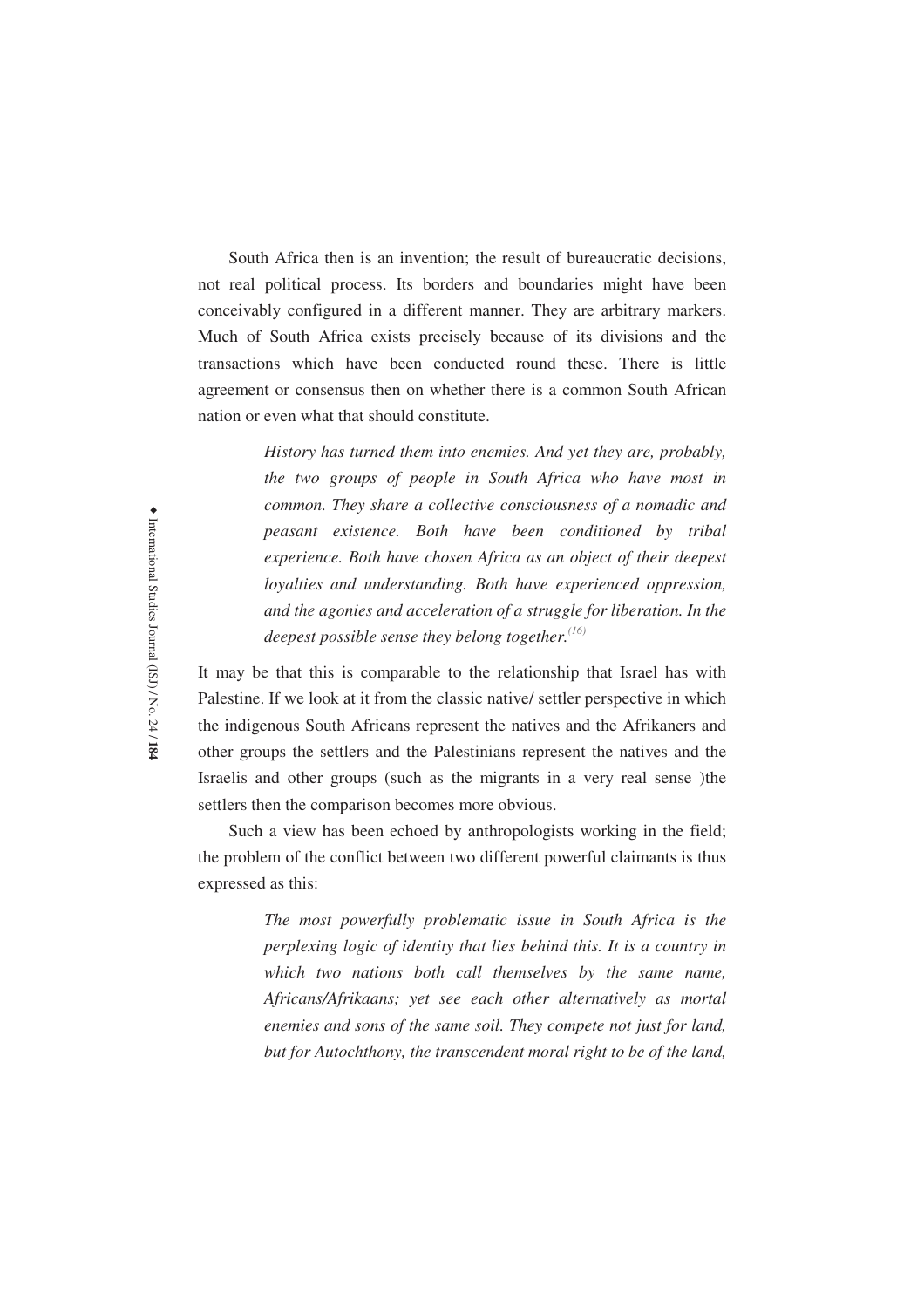South Africa then is an invention; the result of bureaucratic decisions, not real political process. Its borders and boundaries might have been conceivably configured in a different manner. They are arbitrary markers. Much of South Africa exists precisely because of its divisions and the transactions which have been conducted round these. There is little agreement or consensus then on whether there is a common South African nation or even what that should constitute.

> *History has turned them into enemies. And yet they are, probably, the two groups of people in South Africa who have most in common. They share a collective consciousness of a nomadic and peasant existence. Both have been conditioned by tribal experience. Both have chosen Africa as an object of their deepest loyalties and understanding. Both have experienced oppression, and the agonies and acceleration of a struggle for liberation. In the deepest possible sense they belong together.*[16]

It may be that this is comparable to the relationship that Israel has with Palestine. If we look at it from the classic native/ settler perspective in which the indigenous South Africans represent the natives and the Afrikaners and other groups the settlers and the Palestinians represent the natives and the Israelis and other groups (such as the migrants in a very real sense )the settlers then the comparison becomes more obvious.

Such a view has been echoed by anthropologists working in the field; the problem of the conflict between two different powerful claimants is thus expressed as this:

> *The most powerfully problematic issue in South Africa is the perplexing logic of identity that lies behind this. It is a country in which two nations both call themselves by the same name, Africans/Afrikaans; yet see each other alternatively as mortal enemies and sons of the same soil. They compete not just for land, but for Autochthony, the transcendent moral right to be of the land,*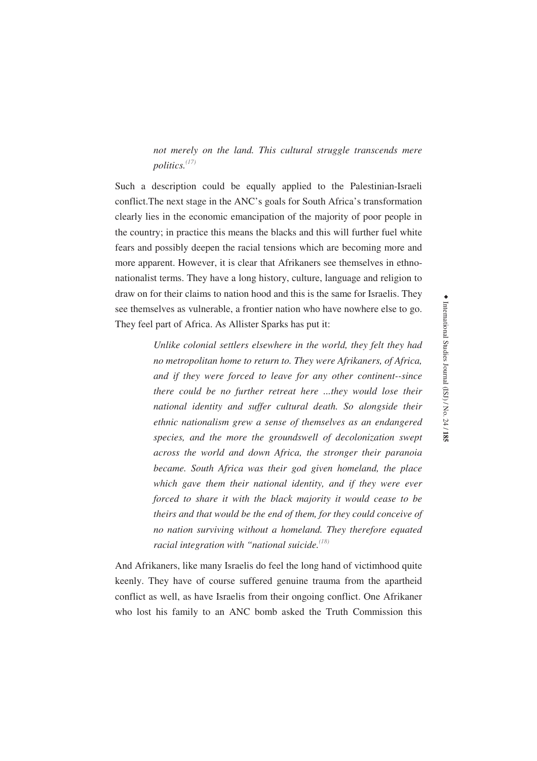*not merely on the land. This cultural struggle transcends mere politics.*[17]

Such a description could be equally applied to the Palestinian-Israeli conflict.The next stage in the ANC's goals for South Africa's transformation clearly lies in the economic emancipation of the majority of poor people in the country; in practice this means the blacks and this will further fuel white fears and possibly deepen the racial tensions which are becoming more and more apparent. However, it is clear that Afrikaners see themselves in ethno-nationalist terms. They have a long history, culture, language and religion to draw on for their claims to nation hood and this is the same for Israelis. They see themselves as vulnerable, a frontier nation who have nowhere else to go. They feel part of Africa. As Allister Sparks has put it:

> *Unlike colonial settlers elsewhere in the world, they felt they had no metropolitan home to return to. They were Afrikaners, of Africa, and if they were forced to leave for any other continent--since there could be no further retreat here ...they would lose their national identity and suffer cultural death. So alongside their ethnic nationalism grew a sense of themselves as an endangered species, and the more the groundswell of decolonization swept across the world and down Africa, the stronger their paranoia became. South Africa was their god given homeland, the place which gave them their national identity, and if they were ever forced to share it with the black majority it would cease to be theirs and that would be the end of them, for they could conceive of no nation surviving without a homeland. They therefore equated racial integration with "national suicide.*[18]

And Afrikaners, like many Israelis do feel the long hand of victimhood quite keenly. They have of course suffered genuine trauma from the apartheid conflict as well, as have Israelis from their ongoing conflict. One Afrikaner who lost his family to an ANC bomb asked the Truth Commission this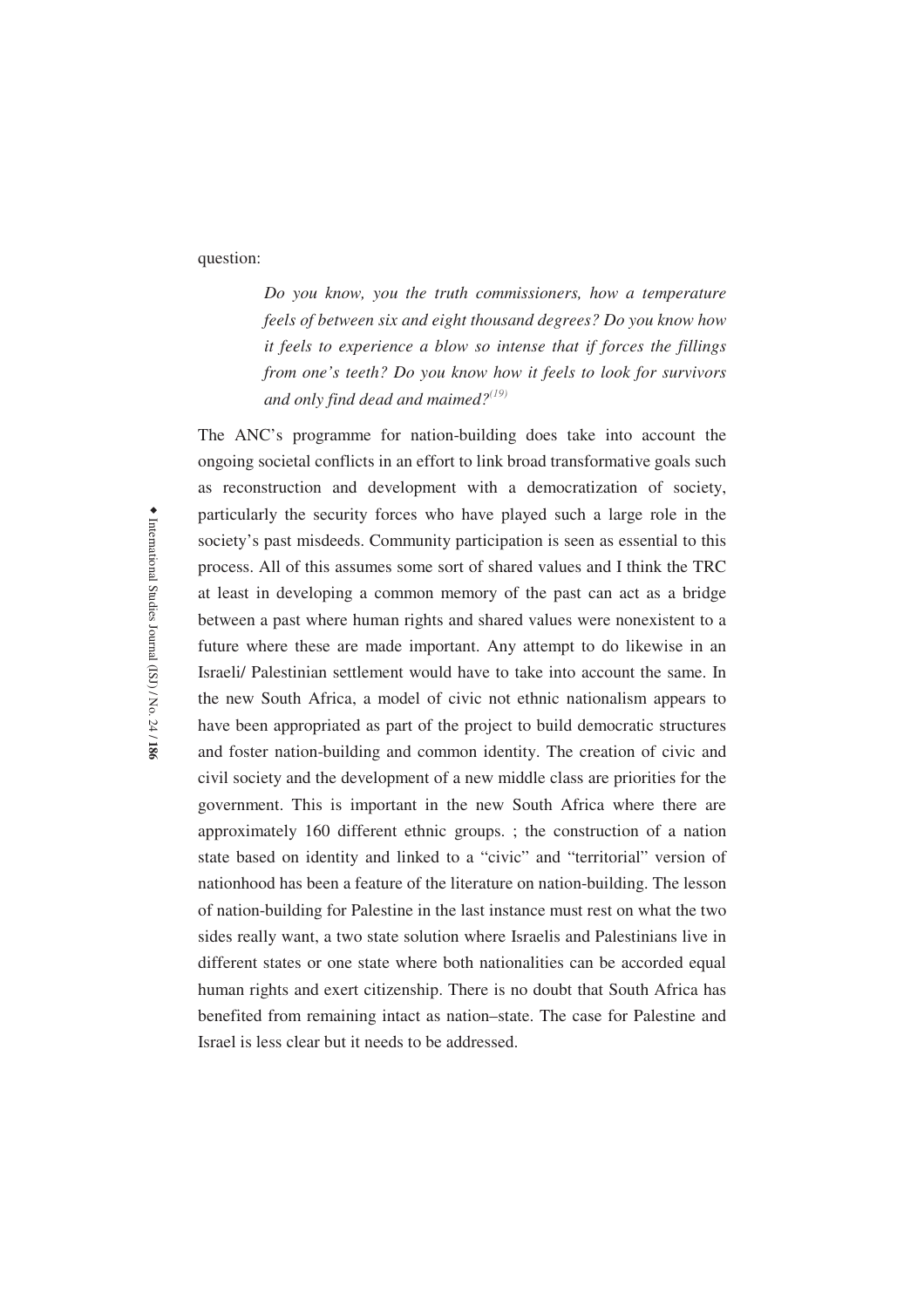question:

> *Do you know, you the truth commissioners, how a temperature feels of between six and eight thousand degrees? Do you know how it feels to experience a blow so intense that if forces the fillings from one's teeth? Do you know how it feels to look for survivors and only find dead and maimed?*[(19)]

The ANC's programme for nation-building does take into account the ongoing societal conflicts in an effort to link broad transformative goals such as reconstruction and development with a democratization of society, particularly the security forces who have played such a large role in the society's past misdeeds. Community participation is seen as essential to this process. All of this assumes some sort of shared values and I think the TRC at least in developing a common memory of the past can act as a bridge between a past where human rights and shared values were nonexistent to a future where these are made important. Any attempt to do likewise in an Israeli/ Palestinian settlement would have to take into account the same. In the new South Africa, a model of civic not ethnic nationalism appears to have been appropriated as part of the project to build democratic structures and foster nation-building and common identity. The creation of civic and civil society and the development of a new middle class are priorities for the government. This is important in the new South Africa where there are approximately 160 different ethnic groups. ; the construction of a nation state based on identity and linked to a "civic" and "territorial" version of nationhood has been a feature of the literature on nation-building. The lesson of nation-building for Palestine in the last instance must rest on what the two sides really want, a two state solution where Israelis and Palestinians live in different states or one state where both nationalities can be accorded equal human rights and exert citizenship. There is no doubt that South Africa has benefited from remaining intact as nation–state. The case for Palestine and Israel is less clear but it needs to be addressed.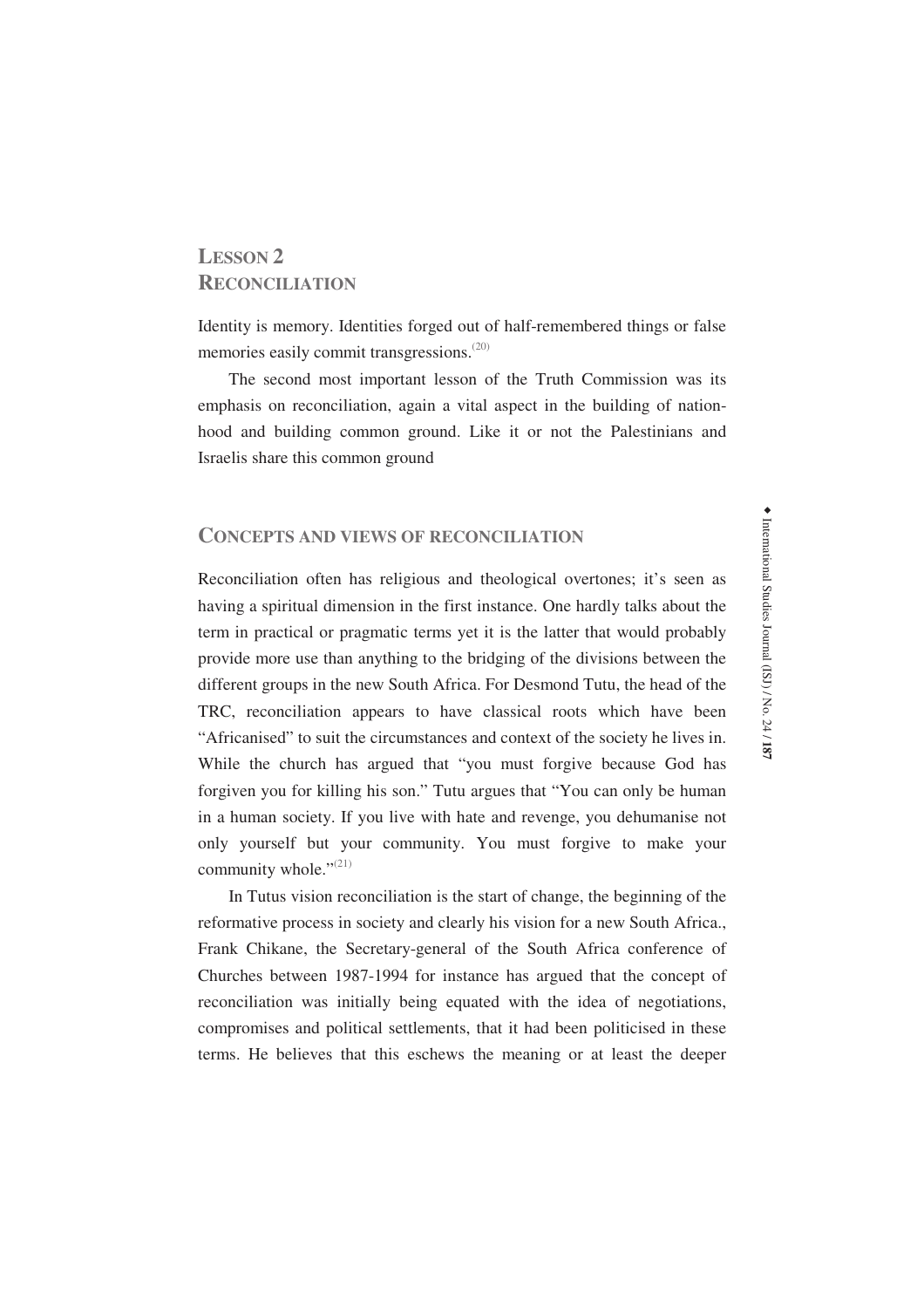## Lesson 2
## Reconciliation

Identity is memory. Identities forged out of half-remembered things or false memories easily commit transgressions.[20]

The second most important lesson of the Truth Commission was its emphasis on reconciliation, again a vital aspect in the building of nation-hood and building common ground. Like it or not the Palestinians and Israelis share this common ground

### Concepts and views of reconciliation

Reconciliation often has religious and theological overtones; it's seen as having a spiritual dimension in the first instance. One hardly talks about the term in practical or pragmatic terms yet it is the latter that would probably provide more use than anything to the bridging of the divisions between the different groups in the new South Africa. For Desmond Tutu, the head of the TRC, reconciliation appears to have classical roots which have been "Africanised" to suit the circumstances and context of the society he lives in. While the church has argued that "you must forgive because God has forgiven you for killing his son." Tutu argues that "You can only be human in a human society. If you live with hate and revenge, you dehumanise not only yourself but your community. You must forgive to make your community whole."[21]

In Tutus vision reconciliation is the start of change, the beginning of the reformative process in society and clearly his vision for a new South Africa., Frank Chikane, the Secretary-general of the South Africa conference of Churches between 1987-1994 for instance has argued that the concept of reconciliation was initially being equated with the idea of negotiations, compromises and political settlements, that it had been politicised in these terms. He believes that this eschews the meaning or at least the deeper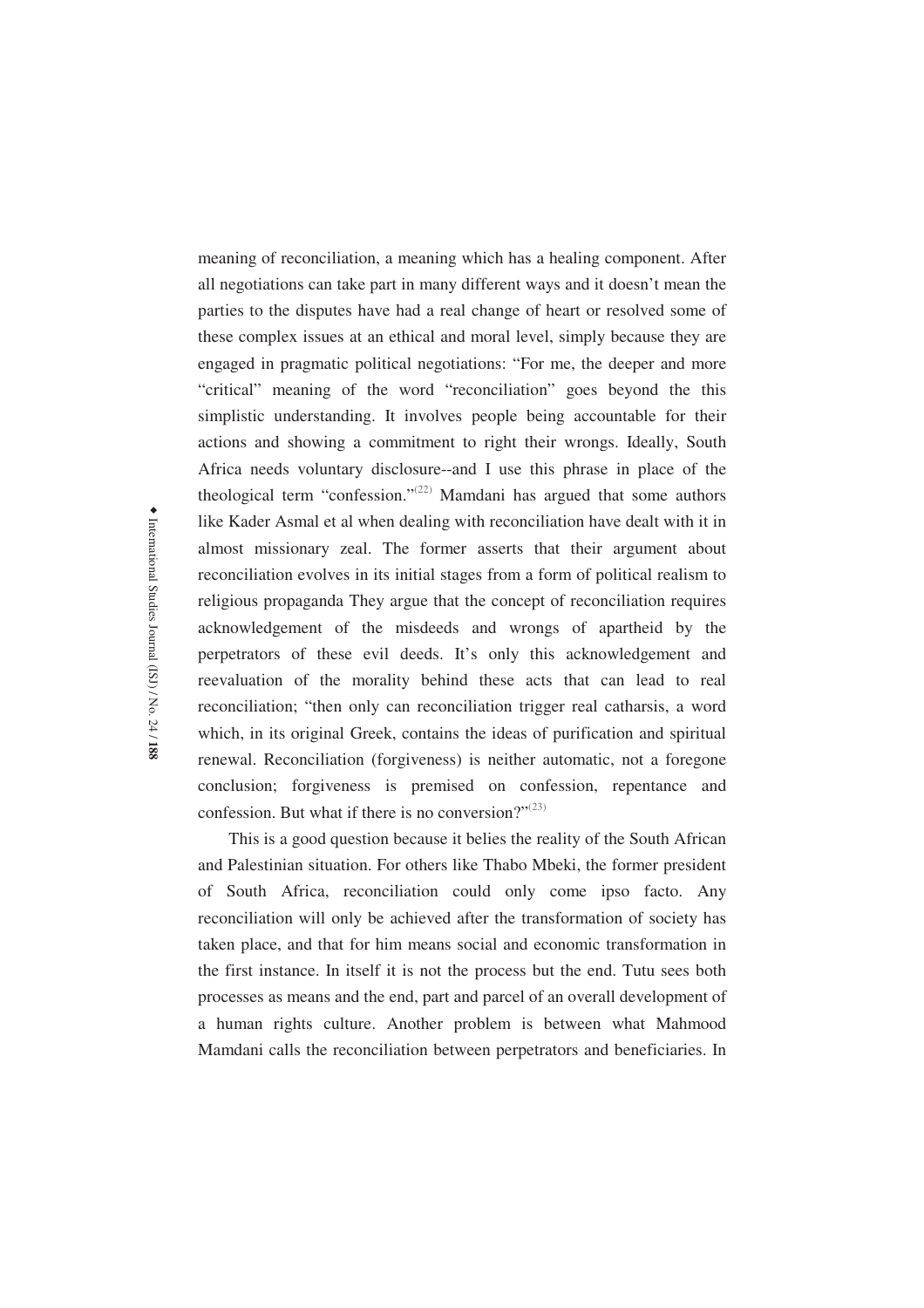meaning of reconciliation, a meaning which has a healing component. After all negotiations can take part in many different ways and it doesn't mean the parties to the disputes have had a real change of heart or resolved some of these complex issues at an ethical and moral level, simply because they are engaged in pragmatic political negotiations: "For me, the deeper and more "critical" meaning of the word "reconciliation" goes beyond the this simplistic understanding. It involves people being accountable for their actions and showing a commitment to right their wrongs. Ideally, South Africa needs voluntary disclosure--and I use this phrase in place of the theological term "confession."[22] Mamdani has argued that some authors like Kader Asmal et al when dealing with reconciliation have dealt with it in almost missionary zeal. The former asserts that their argument about reconciliation evolves in its initial stages from a form of political realism to religious propaganda They argue that the concept of reconciliation requires acknowledgement of the misdeeds and wrongs of apartheid by the perpetrators of these evil deeds. It's only this acknowledgement and reevaluation of the morality behind these acts that can lead to real reconciliation; "then only can reconciliation trigger real catharsis, a word which, in its original Greek, contains the ideas of purification and spiritual renewal. Reconciliation (forgiveness) is neither automatic, not a foregone conclusion; forgiveness is premised on confession, repentance and confession. But what if there is no conversion?"[23]

This is a good question because it belies the reality of the South African and Palestinian situation. For others like Thabo Mbeki, the former president of South Africa, reconciliation could only come ipso facto. Any reconciliation will only be achieved after the transformation of society has taken place, and that for him means social and economic transformation in the first instance. In itself it is not the process but the end. Tutu sees both processes as means and the end, part and parcel of an overall development of a human rights culture. Another problem is between what Mahmood Mamdani calls the reconciliation between perpetrators and beneficiaries. In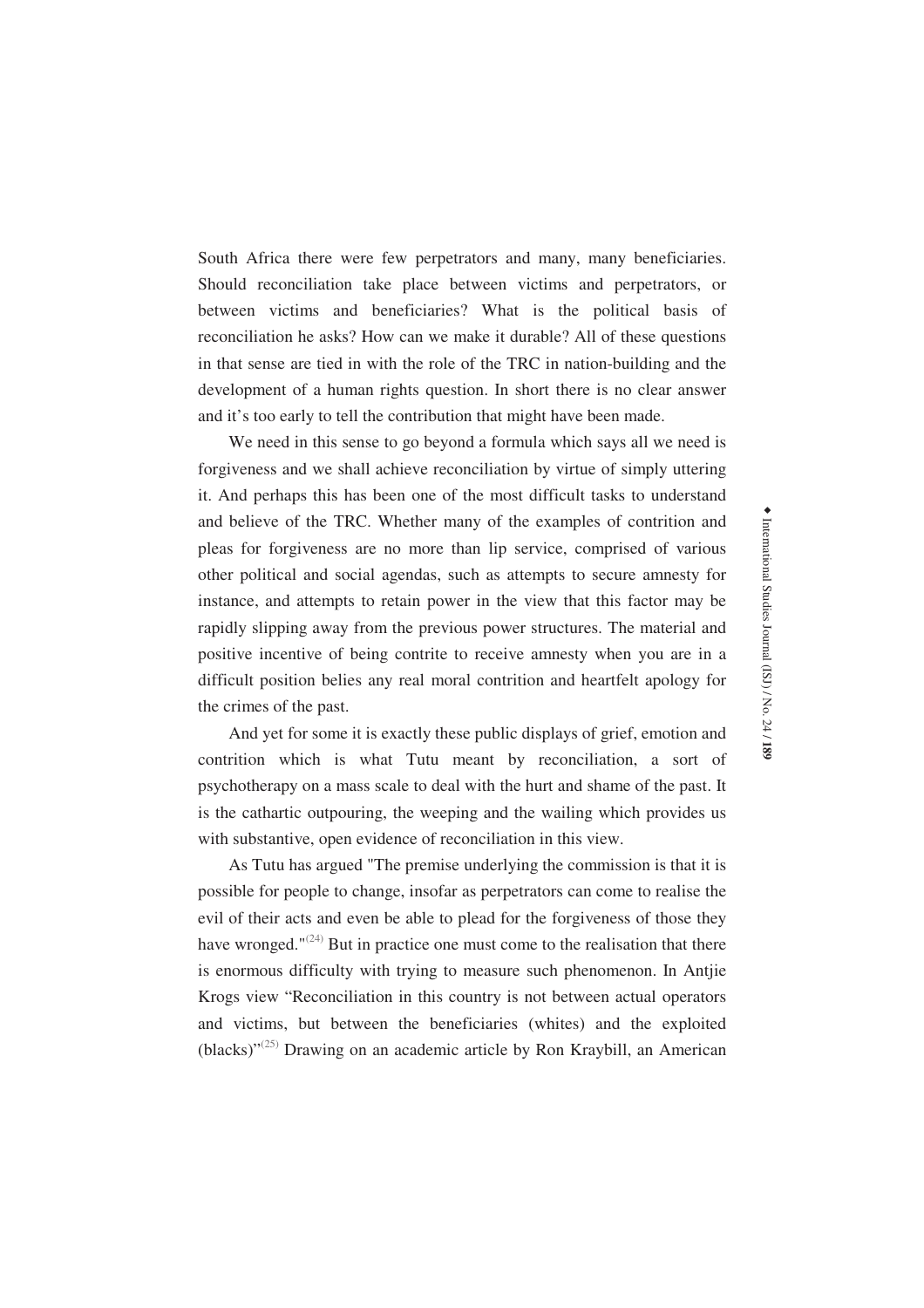South Africa there were few perpetrators and many, many beneficiaries. Should reconciliation take place between victims and perpetrators, or between victims and beneficiaries? What is the political basis of reconciliation he asks? How can we make it durable? All of these questions in that sense are tied in with the role of the TRC in nation-building and the development of a human rights question. In short there is no clear answer and it's too early to tell the contribution that might have been made.

We need in this sense to go beyond a formula which says all we need is forgiveness and we shall achieve reconciliation by virtue of simply uttering it. And perhaps this has been one of the most difficult tasks to understand and believe of the TRC. Whether many of the examples of contrition and pleas for forgiveness are no more than lip service, comprised of various other political and social agendas, such as attempts to secure amnesty for instance, and attempts to retain power in the view that this factor may be rapidly slipping away from the previous power structures. The material and positive incentive of being contrite to receive amnesty when you are in a difficult position belies any real moral contrition and heartfelt apology for the crimes of the past.

And yet for some it is exactly these public displays of grief, emotion and contrition which is what Tutu meant by reconciliation, a sort of psychotherapy on a mass scale to deal with the hurt and shame of the past. It is the cathartic outpouring, the weeping and the wailing which provides us with substantive, open evidence of reconciliation in this view.

As Tutu has argued "The premise underlying the commission is that it is possible for people to change, insofar as perpetrators can come to realise the evil of their acts and even be able to plead for the forgiveness of those they have wronged."[(24)] But in practice one must come to the realisation that there is enormous difficulty with trying to measure such phenomenon. In Antjie Krogs view "Reconciliation in this country is not between actual operators and victims, but between the beneficiaries (whites) and the exploited (blacks)"[(25)] Drawing on an academic article by Ron Kraybill, an American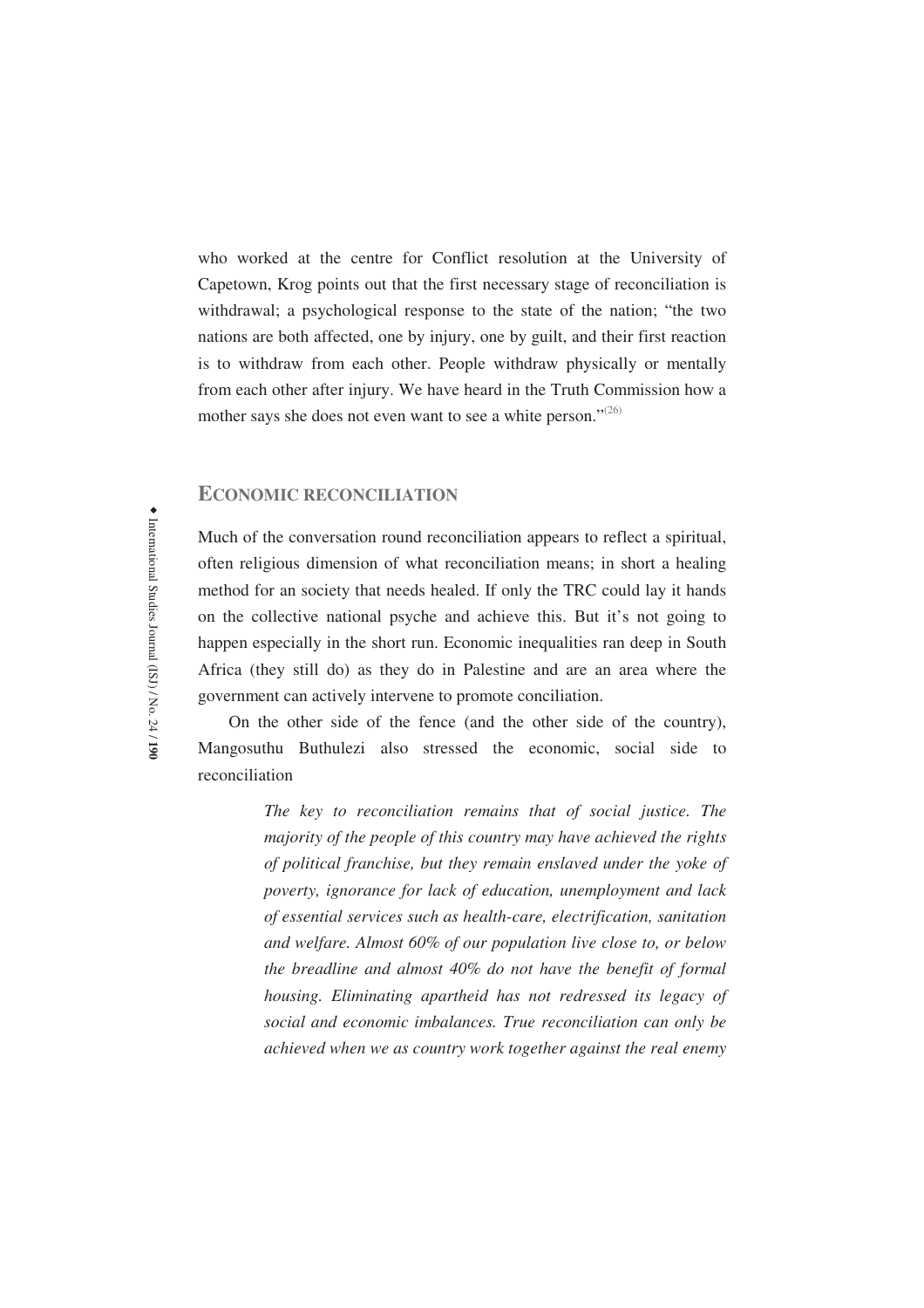who worked at the centre for Conflict resolution at the University of Capetown, Krog points out that the first necessary stage of reconciliation is withdrawal; a psychological response to the state of the nation; "the two nations are both affected, one by injury, one by guilt, and their first reaction is to withdraw from each other. People withdraw physically or mentally from each other after injury. We have heard in the Truth Commission how a mother says she does not even want to see a white person."[26]

## ECONOMIC RECONCILIATION

Much of the conversation round reconciliation appears to reflect a spiritual, often religious dimension of what reconciliation means; in short a healing method for an society that needs healed. If only the TRC could lay it hands on the collective national psyche and achieve this. But it's not going to happen especially in the short run. Economic inequalities ran deep in South Africa (they still do) as they do in Palestine and are an area where the government can actively intervene to promote conciliation.

On the other side of the fence (and the other side of the country), Mangosuthu Buthulezi also stressed the economic, social side to reconciliation

> *The key to reconciliation remains that of social justice. The majority of the people of this country may have achieved the rights of political franchise, but they remain enslaved under the yoke of poverty, ignorance for lack of education, unemployment and lack of essential services such as health-care, electrification, sanitation and welfare. Almost 60% of our population live close to, or below the breadline and almost 40% do not have the benefit of formal housing. Eliminating apartheid has not redressed its legacy of social and economic imbalances. True reconciliation can only be achieved when we as country work together against the real enemy*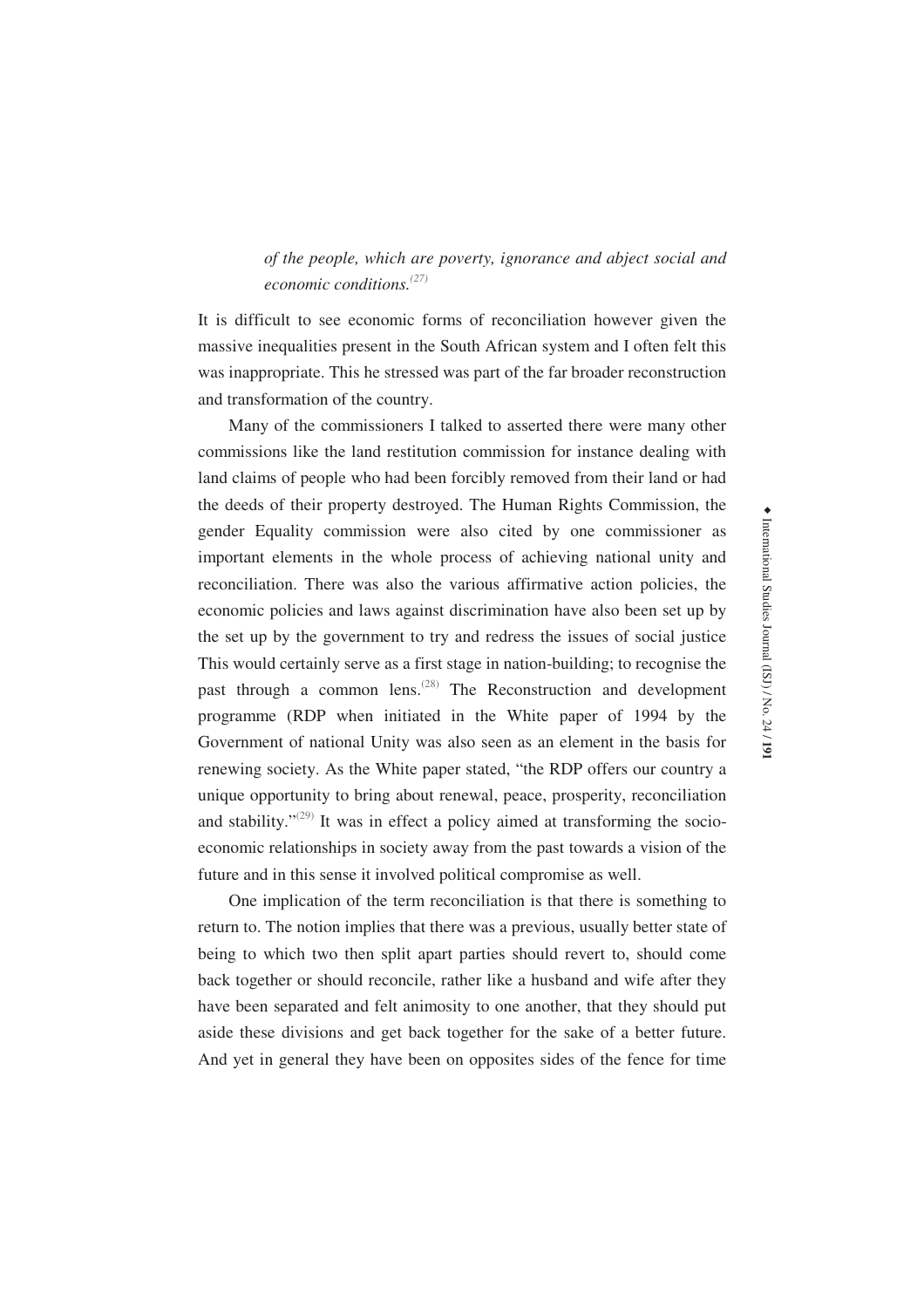*of the people, which are poverty, ignorance and abject social and economic conditions.*[27]

It is difficult to see economic forms of reconciliation however given the massive inequalities present in the South African system and I often felt this was inappropriate. This he stressed was part of the far broader reconstruction and transformation of the country.

Many of the commissioners I talked to asserted there were many other commissions like the land restitution commission for instance dealing with land claims of people who had been forcibly removed from their land or had the deeds of their property destroyed. The Human Rights Commission, the gender Equality commission were also cited by one commissioner as important elements in the whole process of achieving national unity and reconciliation. There was also the various affirmative action policies, the economic policies and laws against discrimination have also been set up by the set up by the government to try and redress the issues of social justice This would certainly serve as a first stage in nation-building; to recognise the past through a common lens.[28] The Reconstruction and development programme (RDP when initiated in the White paper of 1994 by the Government of national Unity was also seen as an element in the basis for renewing society. As the White paper stated, "the RDP offers our country a unique opportunity to bring about renewal, peace, prosperity, reconciliation and stability."[29] It was in effect a policy aimed at transforming the socio-economic relationships in society away from the past towards a vision of the future and in this sense it involved political compromise as well.

One implication of the term reconciliation is that there is something to return to. The notion implies that there was a previous, usually better state of being to which two then split apart parties should revert to, should come back together or should reconcile, rather like a husband and wife after they have been separated and felt animosity to one another, that they should put aside these divisions and get back together for the sake of a better future. And yet in general they have been on opposites sides of the fence for time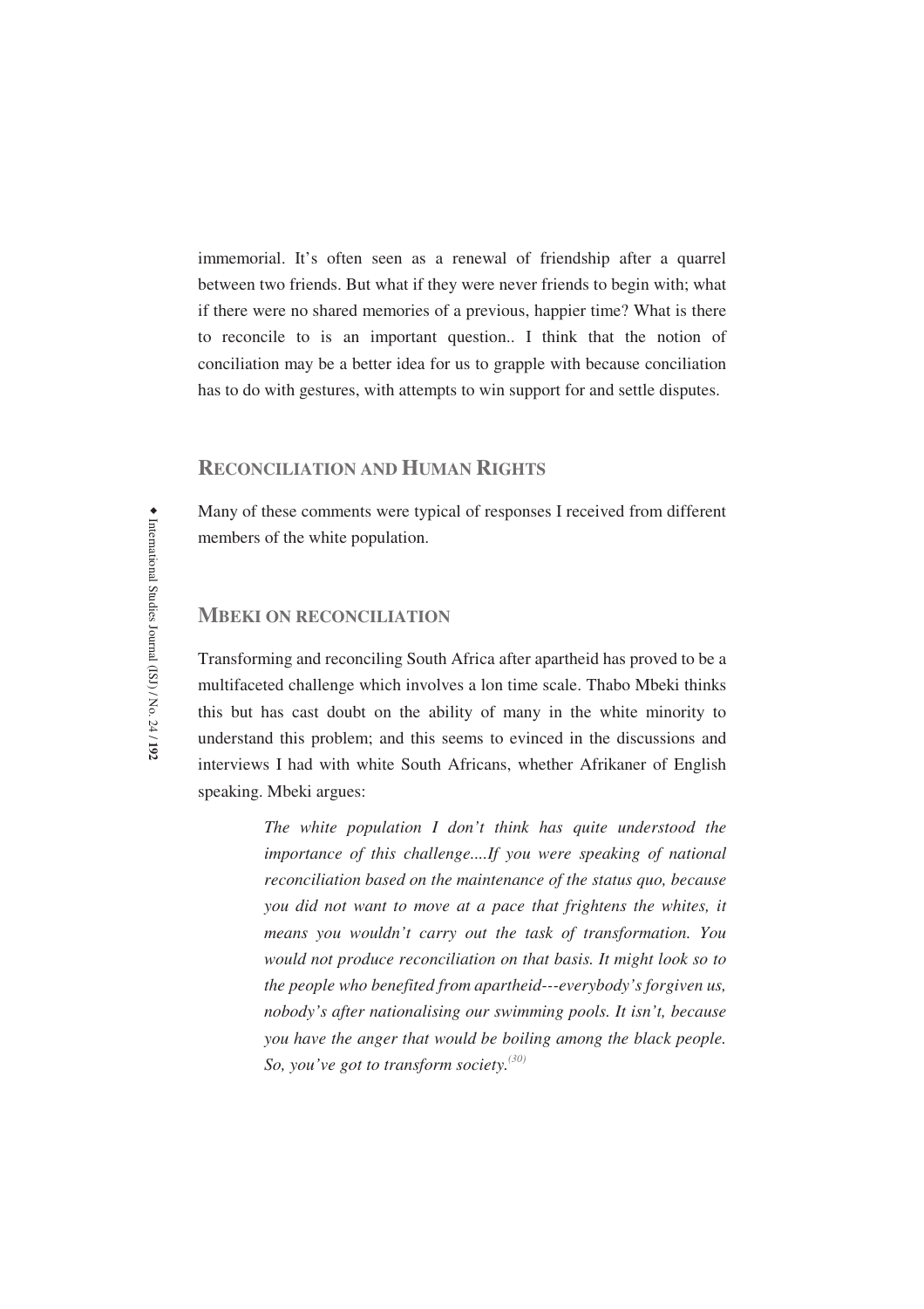immemorial. It's often seen as a renewal of friendship after a quarrel between two friends. But what if they were never friends to begin with; what if there were no shared memories of a previous, happier time? What is there to reconcile to is an important question.. I think that the notion of conciliation may be a better idea for us to grapple with because conciliation has to do with gestures, with attempts to win support for and settle disputes.

## RECONCILIATION AND HUMAN RIGHTS

Many of these comments were typical of responses I received from different members of the white population.

## MBEKI ON RECONCILIATION

Transforming and reconciling South Africa after apartheid has proved to be a multifaceted challenge which involves a lon time scale. Thabo Mbeki thinks this but has cast doubt on the ability of many in the white minority to understand this problem; and this seems to evinced in the discussions and interviews I had with white South Africans, whether Afrikaner of English speaking. Mbeki argues:

> *The white population I don't think has quite understood the importance of this challenge....If you were speaking of national reconciliation based on the maintenance of the status quo, because you did not want to move at a pace that frightens the whites, it means you wouldn't carry out the task of transformation. You would not produce reconciliation on that basis. It might look so to the people who benefited from apartheid---everybody's forgiven us, nobody's after nationalising our swimming pools. It isn't, because you have the anger that would be boiling among the black people. So, you've got to transform society.*[30]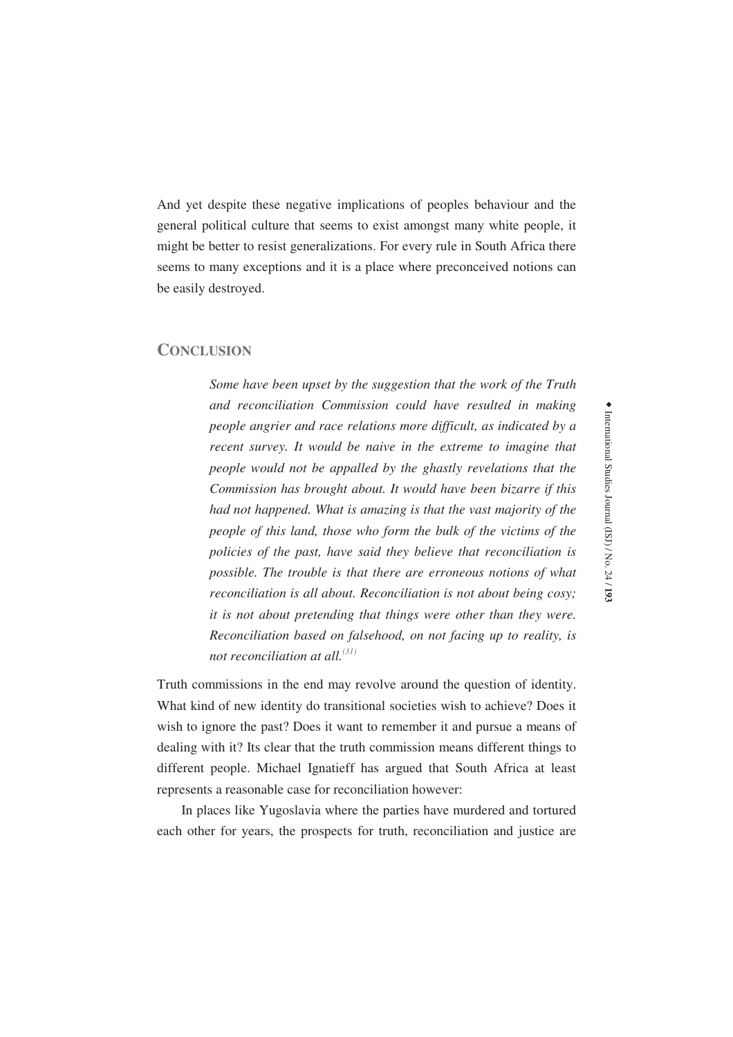And yet despite these negative implications of peoples behaviour and the general political culture that seems to exist amongst many white people, it might be better to resist generalizations. For every rule in South Africa there seems to many exceptions and it is a place where preconceived notions can be easily destroyed.

## CONCLUSION

> *Some have been upset by the suggestion that the work of the Truth and reconciliation Commission could have resulted in making people angrier and race relations more difficult, as indicated by a recent survey. It would be naive in the extreme to imagine that people would not be appalled by the ghastly revelations that the Commission has brought about. It would have been bizarre if this had not happened. What is amazing is that the vast majority of the people of this land, those who form the bulk of the victims of the policies of the past, have said they believe that reconciliation is possible. The trouble is that there are erroneous notions of what reconciliation is all about. Reconciliation is not about being cosy; it is not about pretending that things were other than they were. Reconciliation based on falsehood, on not facing up to reality, is not reconciliation at all.*[31]

Truth commissions in the end may revolve around the question of identity. What kind of new identity do transitional societies wish to achieve? Does it wish to ignore the past? Does it want to remember it and pursue a means of dealing with it? Its clear that the truth commission means different things to different people. Michael Ignatieff has argued that South Africa at least represents a reasonable case for reconciliation however:

In places like Yugoslavia where the parties have murdered and tortured each other for years, the prospects for truth, reconciliation and justice are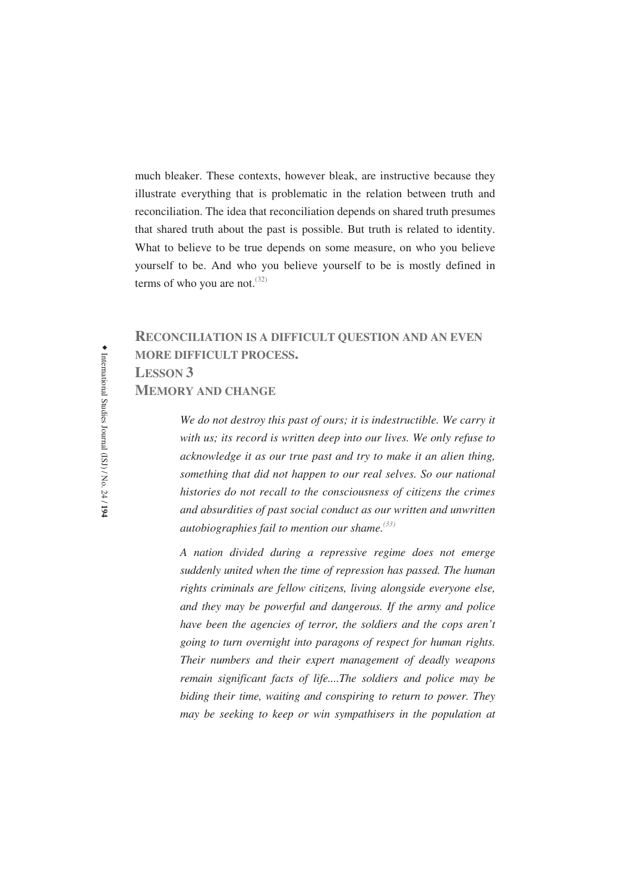much bleaker. These contexts, however bleak, are instructive because they illustrate everything that is problematic in the relation between truth and reconciliation. The idea that reconciliation depends on shared truth presumes that shared truth about the past is possible. But truth is related to identity. What to believe to be true depends on some measure, on who you believe yourself to be. And who you believe yourself to be is mostly defined in terms of who you are not.[32]

## Reconciliation is a difficult question and an even more difficult process.

## Lesson 3

## Memory and change

> *We do not destroy this past of ours; it is indestructible. We carry it with us; its record is written deep into our lives. We only refuse to acknowledge it as our true past and try to make it an alien thing, something that did not happen to our real selves. So our national histories do not recall to the consciousness of citizens the crimes and absurdities of past social conduct as our written and unwritten autobiographies fail to mention our shame.*[33]

> *A nation divided during a repressive regime does not emerge suddenly united when the time of repression has passed. The human rights criminals are fellow citizens, living alongside everyone else, and they may be powerful and dangerous. If the army and police have been the agencies of terror, the soldiers and the cops aren't going to turn overnight into paragons of respect for human rights. Their numbers and their expert management of deadly weapons remain significant facts of life....The soldiers and police may be biding their time, waiting and conspiring to return to power. They may be seeking to keep or win sympathisers in the population at*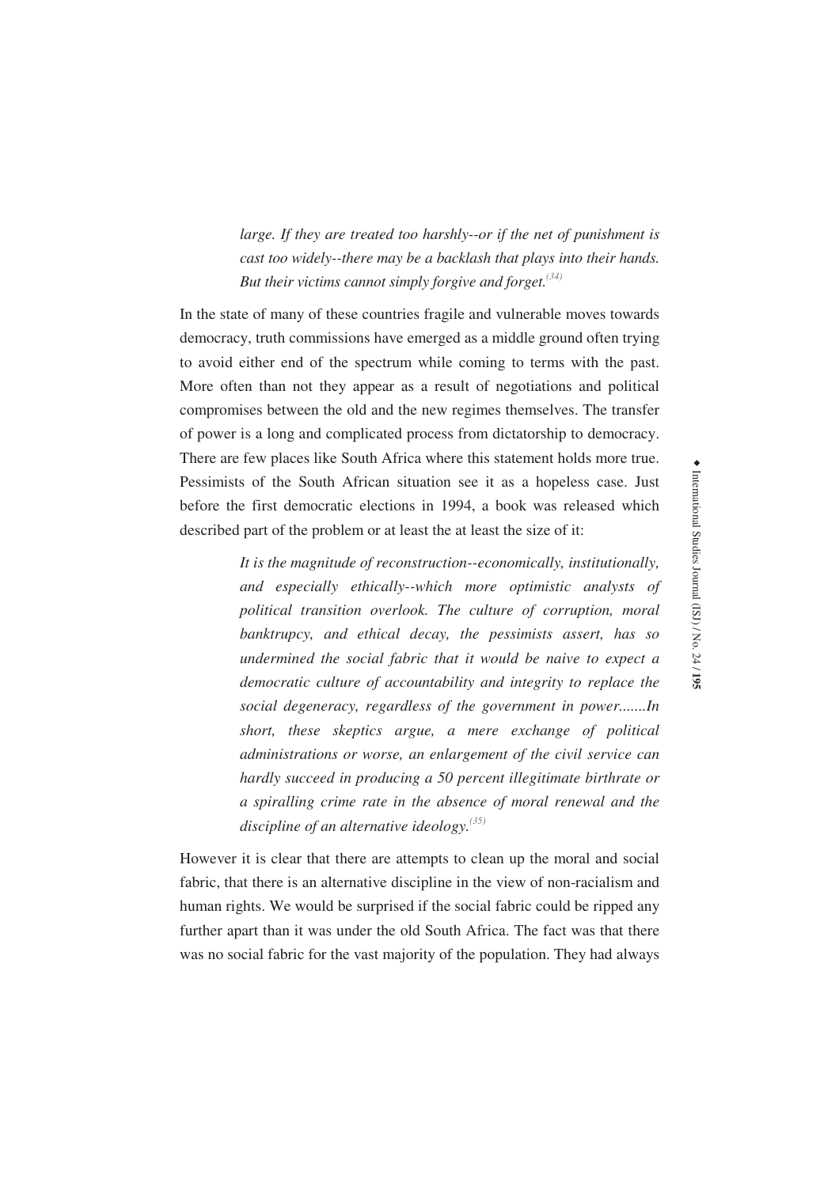> *large. If they are treated too harshly--or if the net of punishment is cast too widely--there may be a backlash that plays into their hands. But their victims cannot simply forgive and forget.*[34]

In the state of many of these countries fragile and vulnerable moves towards democracy, truth commissions have emerged as a middle ground often trying to avoid either end of the spectrum while coming to terms with the past. More often than not they appear as a result of negotiations and political compromises between the old and the new regimes themselves. The transfer of power is a long and complicated process from dictatorship to democracy. There are few places like South Africa where this statement holds more true. Pessimists of the South African situation see it as a hopeless case. Just before the first democratic elections in 1994, a book was released which described part of the problem or at least the at least the size of it:

> *It is the magnitude of reconstruction--economically, institutionally, and especially ethically--which more optimistic analysts of political transition overlook. The culture of corruption, moral banktrupcy, and ethical decay, the pessimists assert, has so undermined the social fabric that it would be naive to expect a democratic culture of accountability and integrity to replace the social degeneracy, regardless of the government in power.......In short, these skeptics argue, a mere exchange of political administrations or worse, an enlargement of the civil service can hardly succeed in producing a 50 percent illegitimate birthrate or a spiralling crime rate in the absence of moral renewal and the discipline of an alternative ideology.*[35]

However it is clear that there are attempts to clean up the moral and social fabric, that there is an alternative discipline in the view of non-racialism and human rights. We would be surprised if the social fabric could be ripped any further apart than it was under the old South Africa. The fact was that there was no social fabric for the vast majority of the population. They had always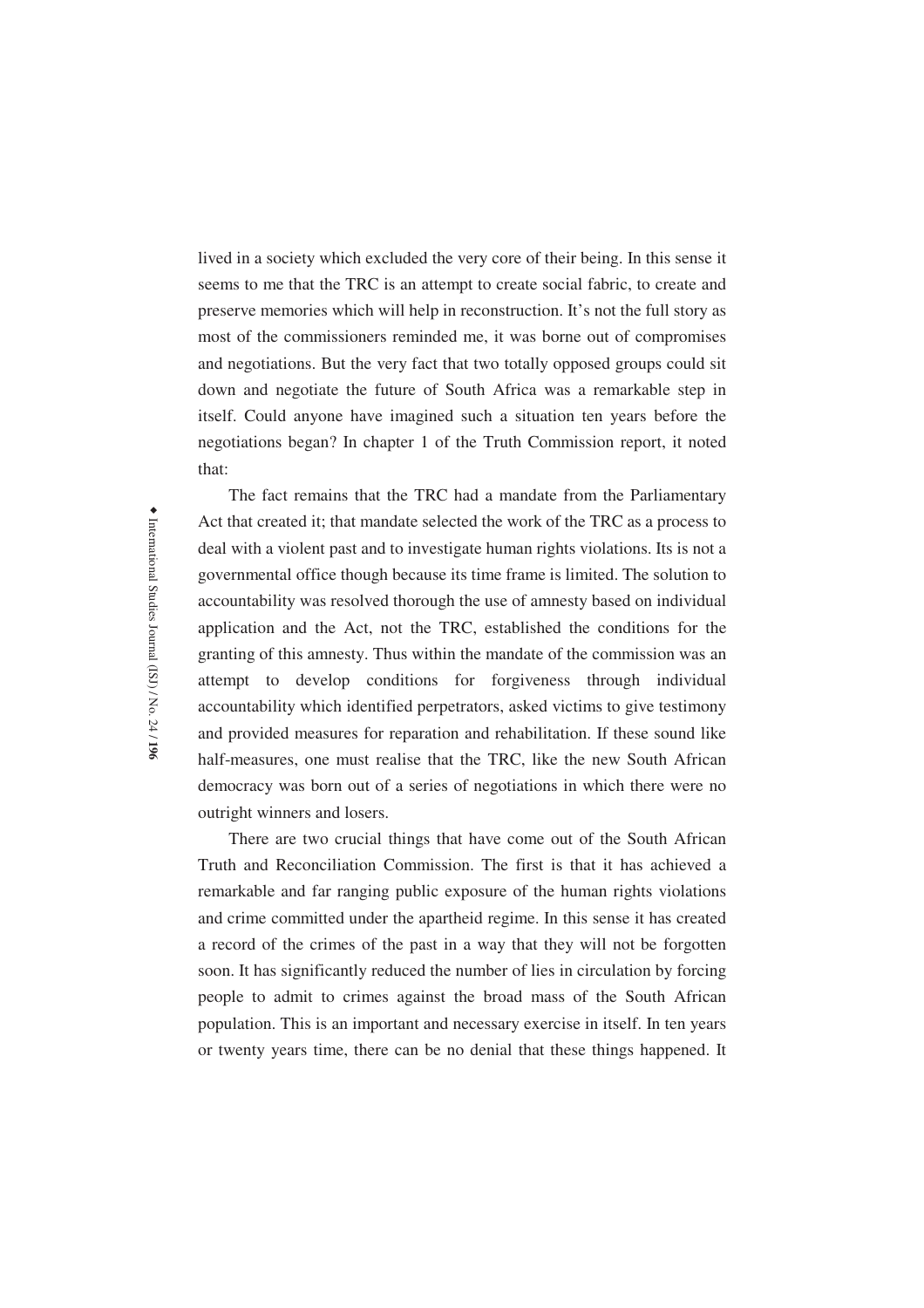lived in a society which excluded the very core of their being. In this sense it seems to me that the TRC is an attempt to create social fabric, to create and preserve memories which will help in reconstruction. It's not the full story as most of the commissioners reminded me, it was borne out of compromises and negotiations. But the very fact that two totally opposed groups could sit down and negotiate the future of South Africa was a remarkable step in itself. Could anyone have imagined such a situation ten years before the negotiations began? In chapter 1 of the Truth Commission report, it noted that:

The fact remains that the TRC had a mandate from the Parliamentary Act that created it; that mandate selected the work of the TRC as a process to deal with a violent past and to investigate human rights violations. Its is not a governmental office though because its time frame is limited. The solution to accountability was resolved thorough the use of amnesty based on individual application and the Act, not the TRC, established the conditions for the granting of this amnesty. Thus within the mandate of the commission was an attempt to develop conditions for forgiveness through individual accountability which identified perpetrators, asked victims to give testimony and provided measures for reparation and rehabilitation. If these sound like half-measures, one must realise that the TRC, like the new South African democracy was born out of a series of negotiations in which there were no outright winners and losers.

There are two crucial things that have come out of the South African Truth and Reconciliation Commission. The first is that it has achieved a remarkable and far ranging public exposure of the human rights violations and crime committed under the apartheid regime. In this sense it has created a record of the crimes of the past in a way that they will not be forgotten soon. It has significantly reduced the number of lies in circulation by forcing people to admit to crimes against the broad mass of the South African population. This is an important and necessary exercise in itself. In ten years or twenty years time, there can be no denial that these things happened. It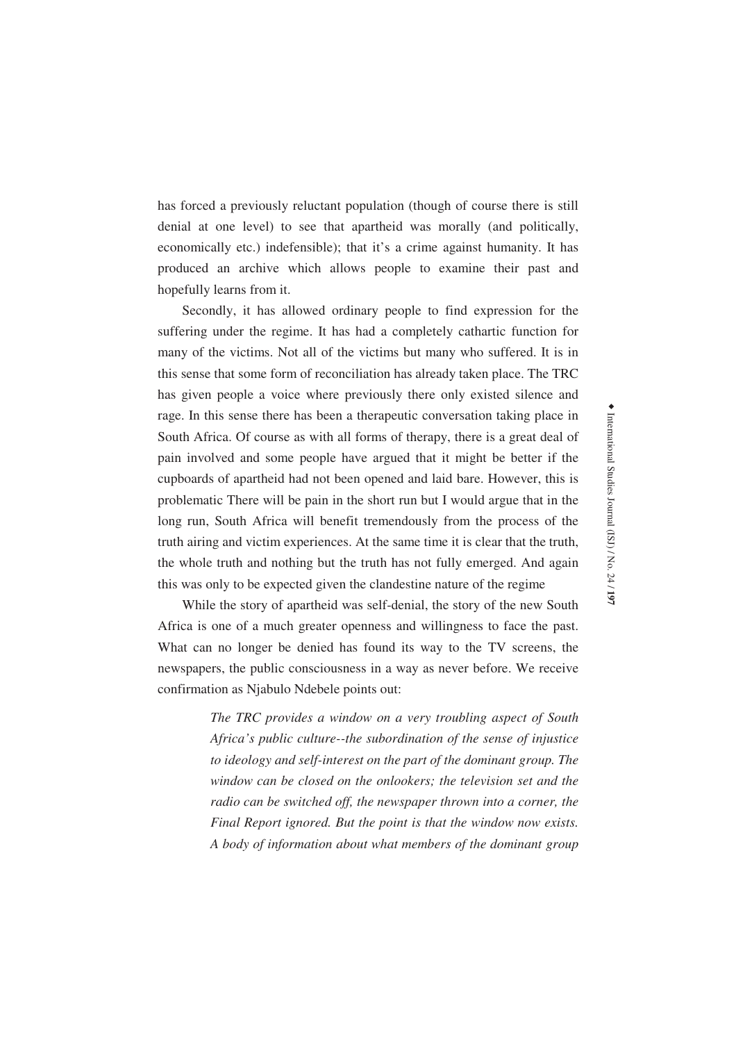has forced a previously reluctant population (though of course there is still denial at one level) to see that apartheid was morally (and politically, economically etc.) indefensible); that it's a crime against humanity. It has produced an archive which allows people to examine their past and hopefully learns from it.

Secondly, it has allowed ordinary people to find expression for the suffering under the regime. It has had a completely cathartic function for many of the victims. Not all of the victims but many who suffered. It is in this sense that some form of reconciliation has already taken place. The TRC has given people a voice where previously there only existed silence and rage. In this sense there has been a therapeutic conversation taking place in South Africa. Of course as with all forms of therapy, there is a great deal of pain involved and some people have argued that it might be better if the cupboards of apartheid had not been opened and laid bare. However, this is problematic There will be pain in the short run but I would argue that in the long run, South Africa will benefit tremendously from the process of the truth airing and victim experiences. At the same time it is clear that the truth, the whole truth and nothing but the truth has not fully emerged. And again this was only to be expected given the clandestine nature of the regime

While the story of apartheid was self-denial, the story of the new South Africa is one of a much greater openness and willingness to face the past. What can no longer be denied has found its way to the TV screens, the newspapers, the public consciousness in a way as never before. We receive confirmation as Njabulo Ndebele points out:

> *The TRC provides a window on a very troubling aspect of South Africa's public culture--the subordination of the sense of injustice to ideology and self-interest on the part of the dominant group. The window can be closed on the onlookers; the television set and the radio can be switched off, the newspaper thrown into a corner, the Final Report ignored. But the point is that the window now exists. A body of information about what members of the dominant group*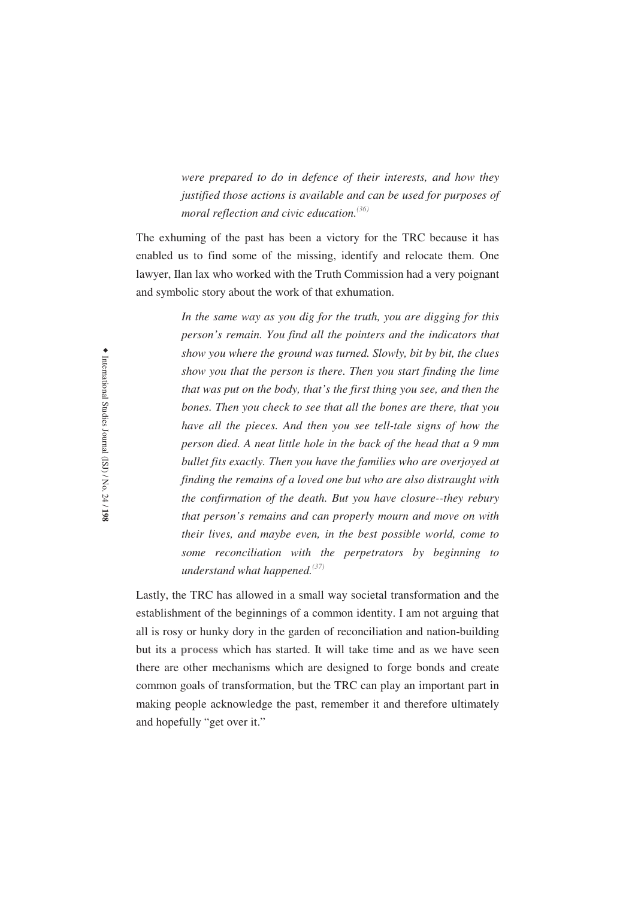> *were prepared to do in defence of their interests, and how they justified those actions is available and can be used for purposes of moral reflection and civic education.*[36]

The exhuming of the past has been a victory for the TRC because it has enabled us to find some of the missing, identify and relocate them. One lawyer, Ilan lax who worked with the Truth Commission had a very poignant and symbolic story about the work of that exhumation.

> *In the same way as you dig for the truth, you are digging for this person's remain. You find all the pointers and the indicators that show you where the ground was turned. Slowly, bit by bit, the clues show you that the person is there. Then you start finding the lime that was put on the body, that's the first thing you see, and then the bones. Then you check to see that all the bones are there, that you have all the pieces. And then you see tell-tale signs of how the person died. A neat little hole in the back of the head that a 9 mm bullet fits exactly. Then you have the families who are overjoyed at finding the remains of a loved one but who are also distraught with the confirmation of the death. But you have closure--they rebury that person's remains and can properly mourn and move on with their lives, and maybe even, in the best possible world, come to some reconciliation with the perpetrators by beginning to understand what happened.*[37]

Lastly, the TRC has allowed in a small way societal transformation and the establishment of the beginnings of a common identity. I am not arguing that all is rosy or hunky dory in the garden of reconciliation and nation-building but its a **process** which has started. It will take time and as we have seen there are other mechanisms which are designed to forge bonds and create common goals of transformation, but the TRC can play an important part in making people acknowledge the past, remember it and therefore ultimately and hopefully "get over it."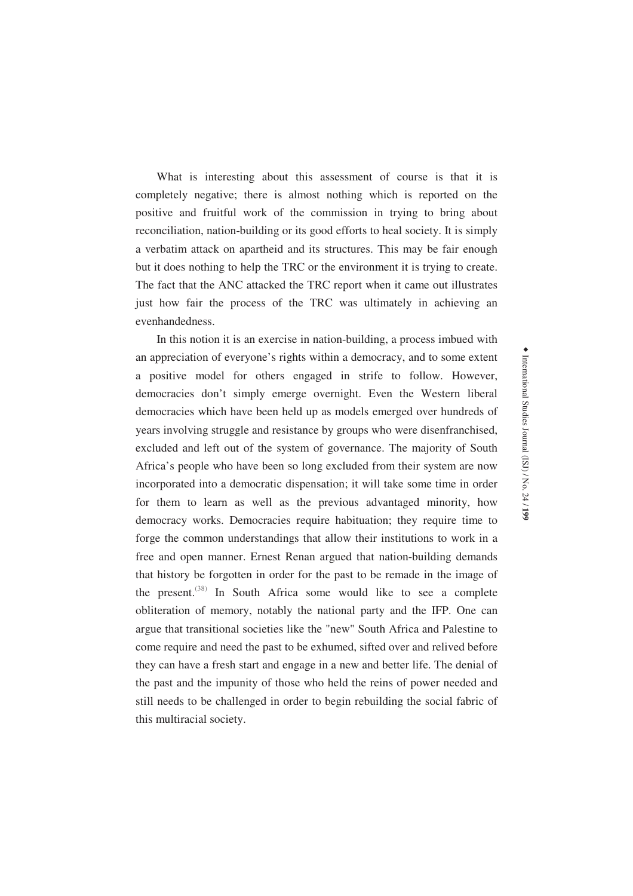What is interesting about this assessment of course is that it is completely negative; there is almost nothing which is reported on the positive and fruitful work of the commission in trying to bring about reconciliation, nation-building or its good efforts to heal society. It is simply a verbatim attack on apartheid and its structures. This may be fair enough but it does nothing to help the TRC or the environment it is trying to create. The fact that the ANC attacked the TRC report when it came out illustrates just how fair the process of the TRC was ultimately in achieving an evenhandedness.

In this notion it is an exercise in nation-building, a process imbued with an appreciation of everyone's rights within a democracy, and to some extent a positive model for others engaged in strife to follow. However, democracies don't simply emerge overnight. Even the Western liberal democracies which have been held up as models emerged over hundreds of years involving struggle and resistance by groups who were disenfranchised, excluded and left out of the system of governance. The majority of South Africa's people who have been so long excluded from their system are now incorporated into a democratic dispensation; it will take some time in order for them to learn as well as the previous advantaged minority, how democracy works. Democracies require habituation; they require time to forge the common understandings that allow their institutions to work in a free and open manner. Ernest Renan argued that nation-building demands that history be forgotten in order for the past to be remade in the image of the present.(38) In South Africa some would like to see a complete obliteration of memory, notably the national party and the IFP. One can argue that transitional societies like the "new" South Africa and Palestine to come require and need the past to be exhumed, sifted over and relived before they can have a fresh start and engage in a new and better life. The denial of the past and the impunity of those who held the reins of power needed and still needs to be challenged in order to begin rebuilding the social fabric of this multiracial society.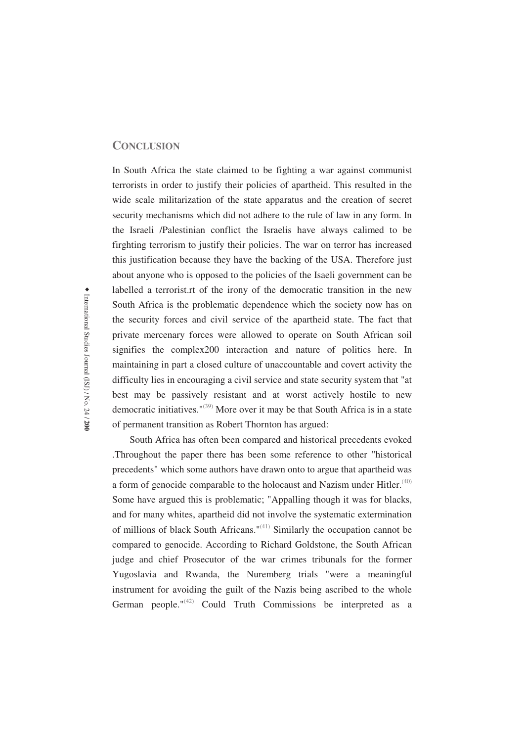## CONCLUSION

In South Africa the state claimed to be fighting a war against communist terrorists in order to justify their policies of apartheid. This resulted in the wide scale militarization of the state apparatus and the creation of secret security mechanisms which did not adhere to the rule of law in any form. In the Israeli /Palestinian conflict the Israelis have always calimed to be firghting terrorism to justify their policies. The war on terror has increased this justification because they have the backing of the USA. Therefore just about anyone who is opposed to the policies of the Isaeli government can be labelled a terrorist.rt of the irony of the democratic transition in the new South Africa is the problematic dependence which the society now has on the security forces and civil service of the apartheid state. The fact that private mercenary forces were allowed to operate on South African soil signifies the complex200 interaction and nature of politics here. In maintaining in part a closed culture of unaccountable and covert activity the difficulty lies in encouraging a civil service and state security system that "at best may be passively resistant and at worst actively hostile to new democratic initiatives."[39] More over it may be that South Africa is in a state of permanent transition as Robert Thornton has argued:

South Africa has often been compared and historical precedents evoked .Throughout the paper there has been some reference to other "historical precedents" which some authors have drawn onto to argue that apartheid was a form of genocide comparable to the holocaust and Nazism under Hitler.[40] Some have argued this is problematic; "Appalling though it was for blacks, and for many whites, apartheid did not involve the systematic extermination of millions of black South Africans."[41] Similarly the occupation cannot be compared to genocide. According to Richard Goldstone, the South African judge and chief Prosecutor of the war crimes tribunals for the former Yugoslavia and Rwanda, the Nuremberg trials "were a meaningful instrument for avoiding the guilt of the Nazis being ascribed to the whole German people."[42] Could Truth Commissions be interpreted as a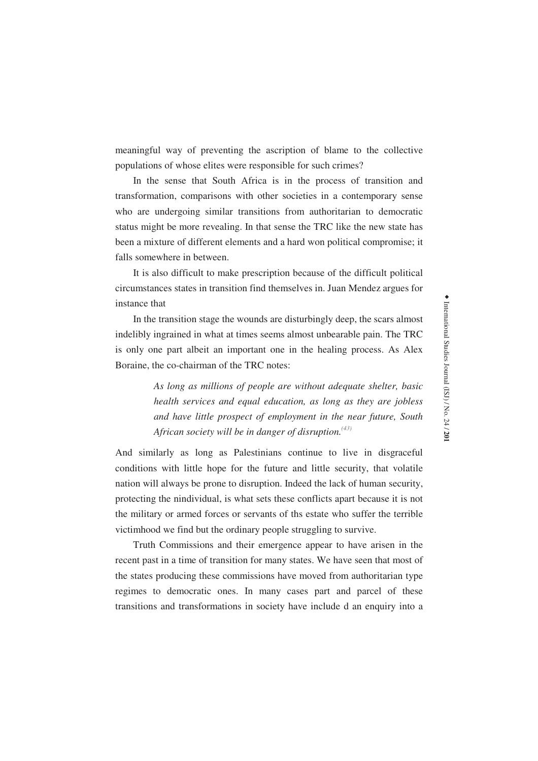meaningful way of preventing the ascription of blame to the collective populations of whose elites were responsible for such crimes?

In the sense that South Africa is in the process of transition and transformation, comparisons with other societies in a contemporary sense who are undergoing similar transitions from authoritarian to democratic status might be more revealing. In that sense the TRC like the new state has been a mixture of different elements and a hard won political compromise; it falls somewhere in between.

It is also difficult to make prescription because of the difficult political circumstances states in transition find themselves in. Juan Mendez argues for instance that

In the transition stage the wounds are disturbingly deep, the scars almost indelibly ingrained in what at times seems almost unbearable pain. The TRC is only one part albeit an important one in the healing process. As Alex Boraine, the co-chairman of the TRC notes:

> *As long as millions of people are without adequate shelter, basic health services and equal education, as long as they are jobless and have little prospect of employment in the near future, South African society will be in danger of disruption.*[(43)]

And similarly as long as Palestinians continue to live in disgraceful conditions with little hope for the future and little security, that volatile nation will always be prone to disruption. Indeed the lack of human security, protecting the nindividual, is what sets these conflicts apart because it is not the military or armed forces or servants of ths estate who suffer the terrible victimhood we find but the ordinary people struggling to survive.

Truth Commissions and their emergence appear to have arisen in the recent past in a time of transition for many states. We have seen that most of the states producing these commissions have moved from authoritarian type regimes to democratic ones. In many cases part and parcel of these transitions and transformations in society have include d an enquiry into a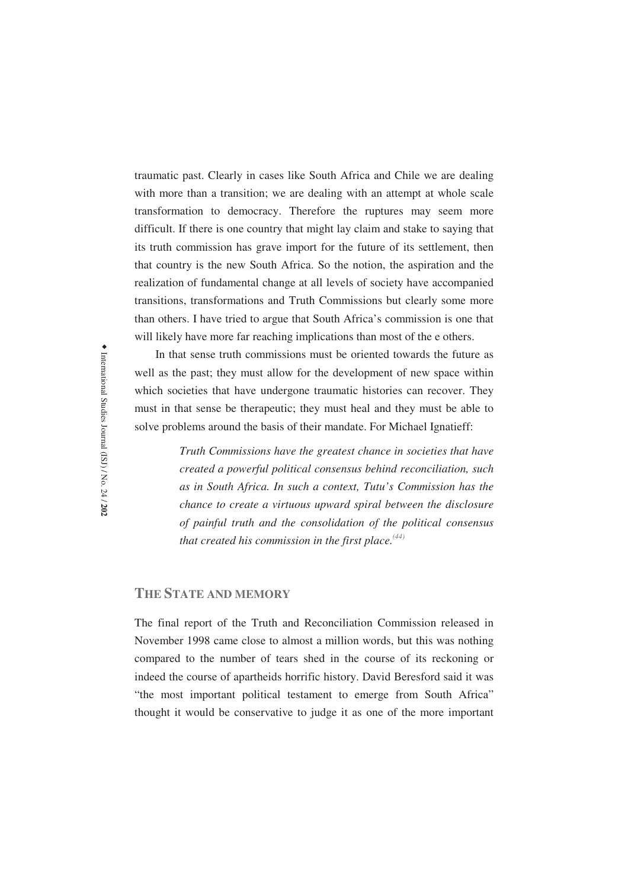traumatic past. Clearly in cases like South Africa and Chile we are dealing with more than a transition; we are dealing with an attempt at whole scale transformation to democracy. Therefore the ruptures may seem more difficult. If there is one country that might lay claim and stake to saying that its truth commission has grave import for the future of its settlement, then that country is the new South Africa. So the notion, the aspiration and the realization of fundamental change at all levels of society have accompanied transitions, transformations and Truth Commissions but clearly some more than others. I have tried to argue that South Africa's commission is one that will likely have more far reaching implications than most of the e others.

In that sense truth commissions must be oriented towards the future as well as the past; they must allow for the development of new space within which societies that have undergone traumatic histories can recover. They must in that sense be therapeutic; they must heal and they must be able to solve problems around the basis of their mandate. For Michael Ignatieff:

> *Truth Commissions have the greatest chance in societies that have created a powerful political consensus behind reconciliation, such as in South Africa. In such a context, Tutu's Commission has the chance to create a virtuous upward spiral between the disclosure of painful truth and the consolidation of the political consensus that created his commission in the first place.*[44]

## THE STATE AND MEMORY

The final report of the Truth and Reconciliation Commission released in November 1998 came close to almost a million words, but this was nothing compared to the number of tears shed in the course of its reckoning or indeed the course of apartheids horrific history. David Beresford said it was "the most important political testament to emerge from South Africa" thought it would be conservative to judge it as one of the more important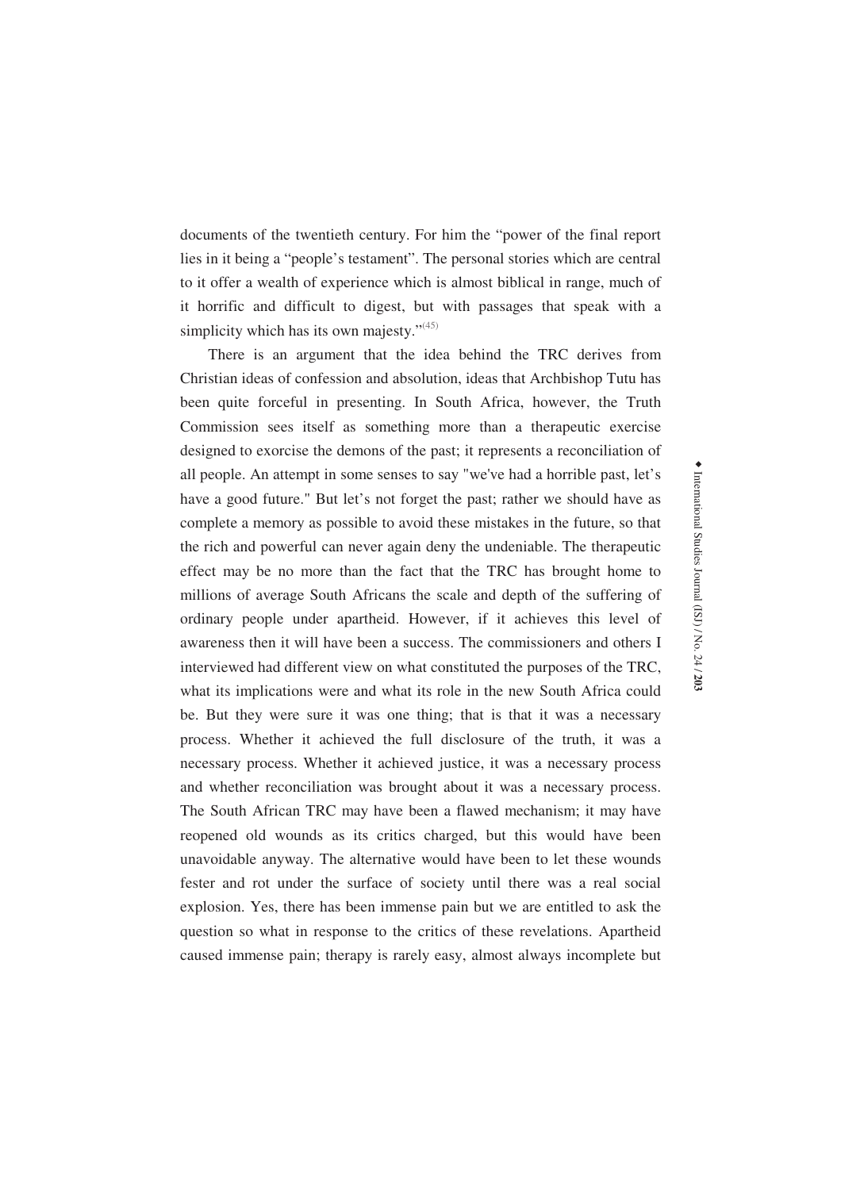documents of the twentieth century. For him the "power of the final report lies in it being a "people's testament". The personal stories which are central to it offer a wealth of experience which is almost biblical in range, much of it horrific and difficult to digest, but with passages that speak with a simplicity which has its own majesty."[45]

There is an argument that the idea behind the TRC derives from Christian ideas of confession and absolution, ideas that Archbishop Tutu has been quite forceful in presenting. In South Africa, however, the Truth Commission sees itself as something more than a therapeutic exercise designed to exorcise the demons of the past; it represents a reconciliation of all people. An attempt in some senses to say "we've had a horrible past, let's have a good future." But let's not forget the past; rather we should have as complete a memory as possible to avoid these mistakes in the future, so that the rich and powerful can never again deny the undeniable. The therapeutic effect may be no more than the fact that the TRC has brought home to millions of average South Africans the scale and depth of the suffering of ordinary people under apartheid. However, if it achieves this level of awareness then it will have been a success. The commissioners and others I interviewed had different view on what constituted the purposes of the TRC, what its implications were and what its role in the new South Africa could be. But they were sure it was one thing; that is that it was a necessary process. Whether it achieved the full disclosure of the truth, it was a necessary process. Whether it achieved justice, it was a necessary process and whether reconciliation was brought about it was a necessary process. The South African TRC may have been a flawed mechanism; it may have reopened old wounds as its critics charged, but this would have been unavoidable anyway. The alternative would have been to let these wounds fester and rot under the surface of society until there was a real social explosion. Yes, there has been immense pain but we are entitled to ask the question so what in response to the critics of these revelations. Apartheid caused immense pain; therapy is rarely easy, almost always incomplete but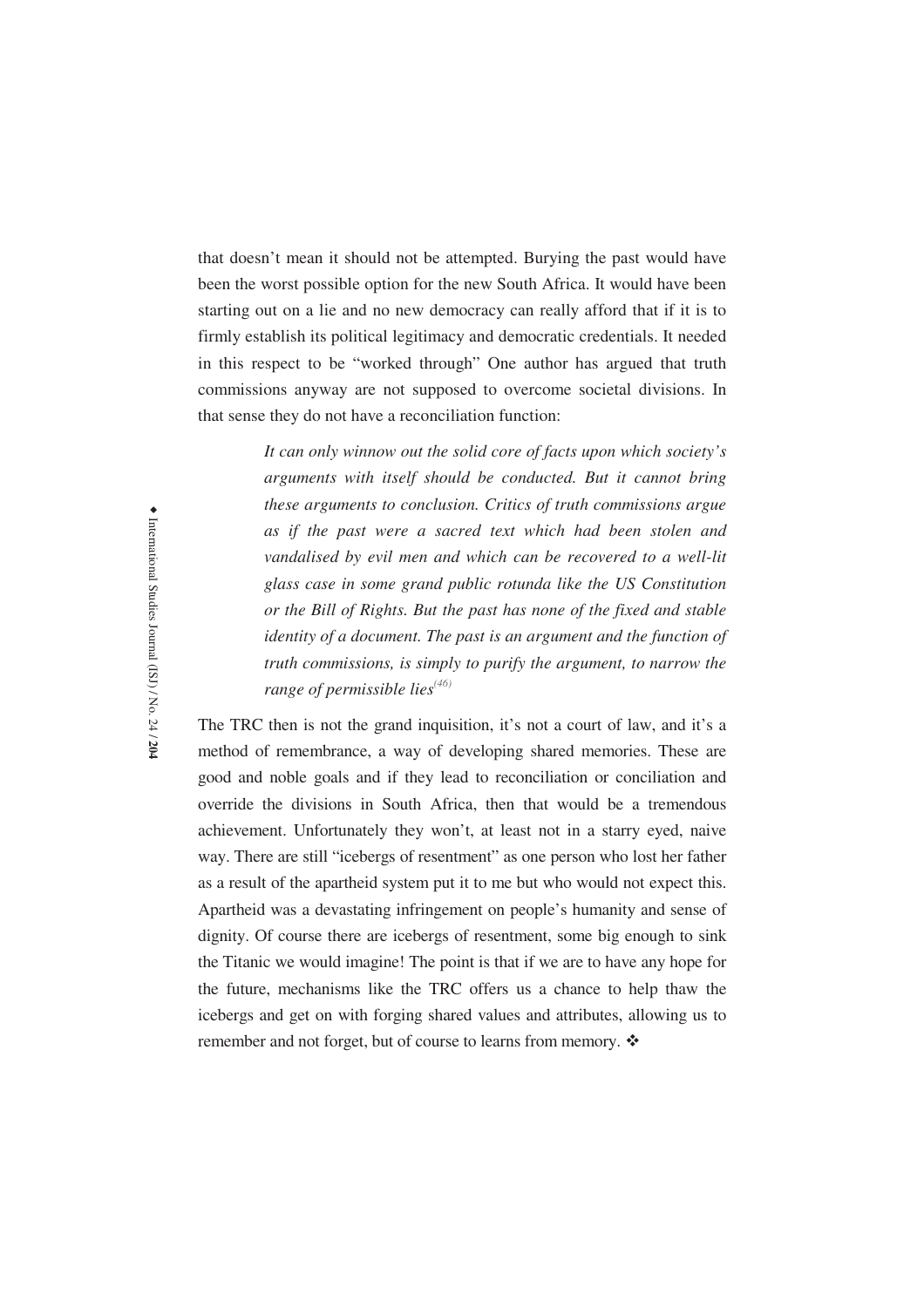that doesn't mean it should not be attempted. Burying the past would have been the worst possible option for the new South Africa. It would have been starting out on a lie and no new democracy can really afford that if it is to firmly establish its political legitimacy and democratic credentials. It needed in this respect to be "worked through" One author has argued that truth commissions anyway are not supposed to overcome societal divisions. In that sense they do not have a reconciliation function:

> *It can only winnow out the solid core of facts upon which society's arguments with itself should be conducted. But it cannot bring these arguments to conclusion. Critics of truth commissions argue as if the past were a sacred text which had been stolen and vandalised by evil men and which can be recovered to a well-lit glass case in some grand public rotunda like the US Constitution or the Bill of Rights. But the past has none of the fixed and stable identity of a document. The past is an argument and the function of truth commissions, is simply to purify the argument, to narrow the range of permissible lies*[46]

The TRC then is not the grand inquisition, it's not a court of law, and it's a method of remembrance, a way of developing shared memories. These are good and noble goals and if they lead to reconciliation or conciliation and override the divisions in South Africa, then that would be a tremendous achievement. Unfortunately they won't, at least not in a starry eyed, naive way. There are still "icebergs of resentment" as one person who lost her father as a result of the apartheid system put it to me but who would not expect this. Apartheid was a devastating infringement on people's humanity and sense of dignity. Of course there are icebergs of resentment, some big enough to sink the Titanic we would imagine! The point is that if we are to have any hope for the future, mechanisms like the TRC offers us a chance to help thaw the icebergs and get on with forging shared values and attributes, allowing us to remember and not forget, but of course to learns from memory. ❖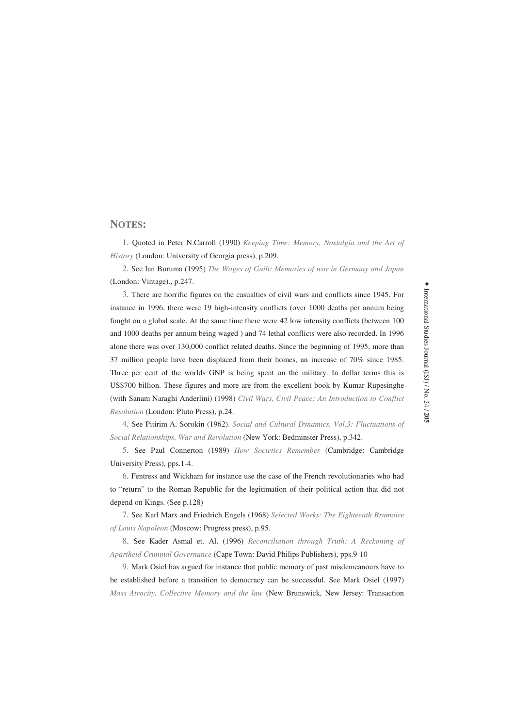## NOTES:

1. Quoted in Peter N.Carroll (1990) *Keeping Time: Memory, Nostalgia and the Art of History* (London: University of Georgia press), p.209.

2. See Ian Buruma (1995) *The Wages of Guilt: Memories of war in Germany and Japan* (London: Vintage)., p.247.

3. There are horrific figures on the casualties of civil wars and conflicts since 1945. For instance in 1996, there were 19 high-intensity conflicts (over 1000 deaths per annum being fought on a global scale. At the same time there were 42 low intensity conflicts (between 100 and 1000 deaths per annum being waged ) and 74 lethal conflicts were also recorded. In 1996 alone there was over 130,000 conflict related deaths. Since the beginning of 1995, more than 37 million people have been displaced from their homes, an increase of 70% since 1985. Three per cent of the worlds GNP is being spent on the military. In dollar terms this is US$700 billion. These figures and more are from the excellent book by Kumar Rupesinghe (with Sanam Naraghi Anderlini) (1998) *Civil Wars, Civil Peace: An Introduction to Conflict Resolution* (London: Pluto Press), p.24.

4. See Pitirim A. Sorokin (1962). *Social and Cultural Dynamics, Vol.3: Fluctuations of Social Relationships, War and Revolution* (New York: Bedminster Press), p.342.

5. See Paul Connerton (1989) *How Societies Remember* (Cambridge: Cambridge University Press), pps.1-4.

6. Fentress and Wickham for instance use the case of the French revolutionaries who had to "return" to the Roman Republic for the legitimation of their political action that did not depend on Kings. (See p.128)

7. See Karl Marx and Friedrich Engels (1968) *Selected Works: The Eighteenth Brumaire of Louis Napoleon* (Moscow: Progress press), p.95.

8. See Kader Asmal et. Al. (1996) *Reconciliation through Truth: A Reckoning of Apartheid Criminal Governance* (Cape Town: David Philips Publishers), pps.9-10

9. Mark Osiel has argued for instance that public memory of past misdemeanours have to be established before a transition to democracy can be successful. See Mark Osiel (1997) *Mass Atrocity, Collective Memory and the law* (New Brunswick, New Jersey: Transaction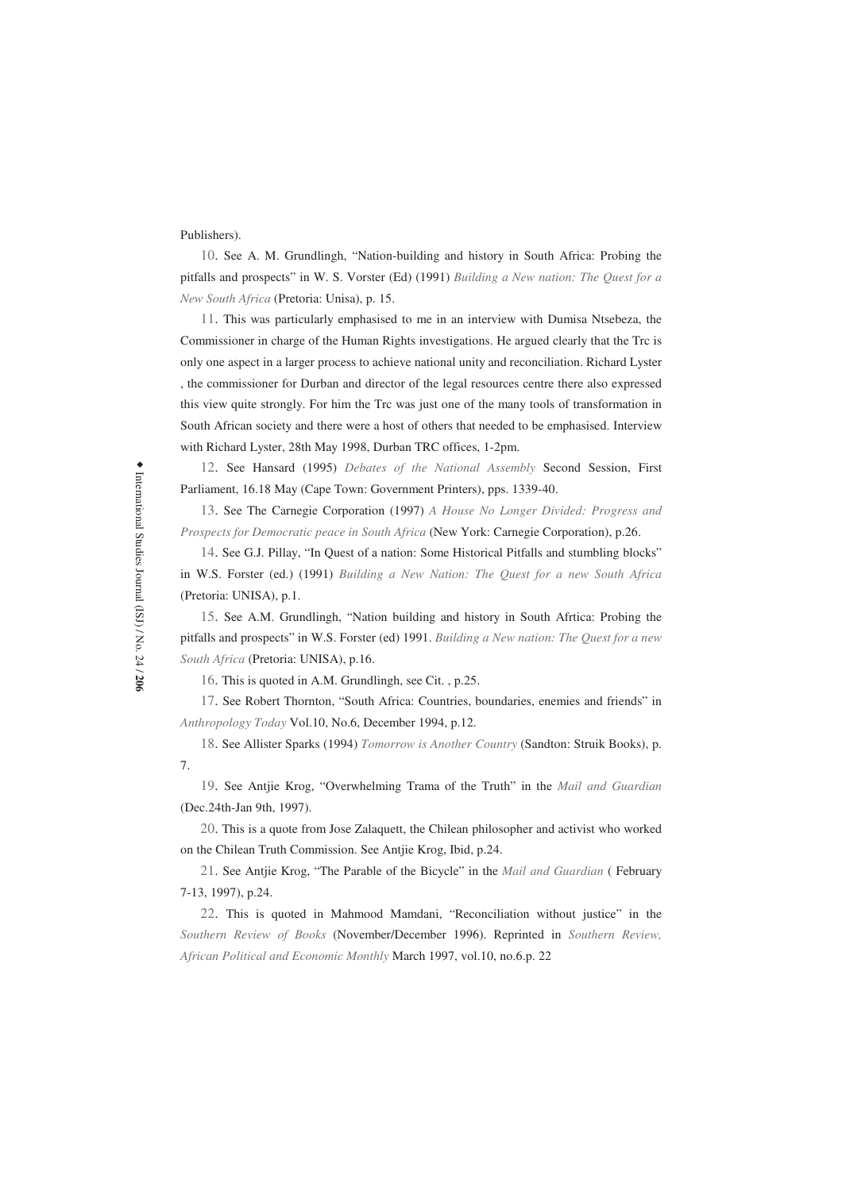Publishers).

10. See A. M. Grundlingh, "Nation-building and history in South Africa: Probing the pitfalls and prospects" in W. S. Vorster (Ed) (1991) *Building a New nation: The Quest for a New South Africa* (Pretoria: Unisa), p. 15.

11. This was particularly emphasised to me in an interview with Dumisa Ntsebeza, the Commissioner in charge of the Human Rights investigations. He argued clearly that the Trc is only one aspect in a larger process to achieve national unity and reconciliation. Richard Lyster , the commissioner for Durban and director of the legal resources centre there also expressed this view quite strongly. For him the Trc was just one of the many tools of transformation in South African society and there were a host of others that needed to be emphasised. Interview with Richard Lyster, 28th May 1998, Durban TRC offices, 1-2pm.

12. See Hansard (1995) *Debates of the National Assembly* Second Session, First Parliament, 16.18 May (Cape Town: Government Printers), pps. 1339-40.

13. See The Carnegie Corporation (1997) *A House No Longer Divided: Progress and Prospects for Democratic peace in South Africa* (New York: Carnegie Corporation), p.26.

14. See G.J. Pillay, "In Quest of a nation: Some Historical Pitfalls and stumbling blocks" in W.S. Forster (ed.) (1991) *Building a New Nation: The Quest for a new South Africa* (Pretoria: UNISA), p.1.

15. See A.M. Grundlingh, "Nation building and history in South Afrtica: Probing the pitfalls and prospects" in W.S. Forster (ed) 1991. *Building a New nation: The Quest for a new South Africa* (Pretoria: UNISA), p.16.

16. This is quoted in A.M. Grundlingh, see Cit. , p.25.

17. See Robert Thornton, "South Africa: Countries, boundaries, enemies and friends" in *Anthropology Today* Vol.10, No.6, December 1994, p.12.

18. See Allister Sparks (1994) *Tomorrow is Another Country* (Sandton: Struik Books), p. 7.

19. See Antjie Krog, "Overwhelming Trama of the Truth" in the *Mail and Guardian* (Dec.24th-Jan 9th, 1997).

20. This is a quote from Jose Zalaquett, the Chilean philosopher and activist who worked on the Chilean Truth Commission. See Antjie Krog, Ibid, p.24.

21. See Antjie Krog, "The Parable of the Bicycle" in the *Mail and Guardian* ( February 7-13, 1997), p.24.

22. This is quoted in Mahmood Mamdani, "Reconciliation without justice" in the *Southern Review of Books* (November/December 1996). Reprinted in *Southern Review, African Political and Economic Monthly* March 1997, vol.10, no.6.p. 22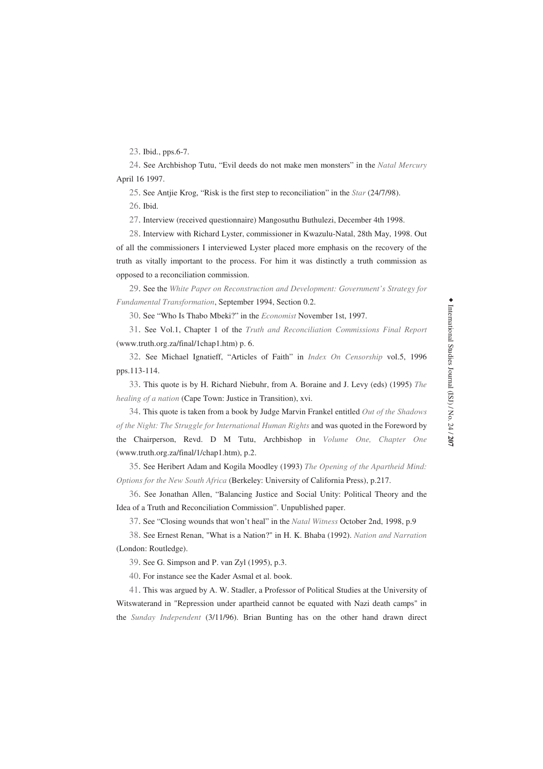23. Ibid., pps.6-7.

24. See Archbishop Tutu, "Evil deeds do not make men monsters" in the *Natal Mercury* April 16 1997.

25. See Antjie Krog, "Risk is the first step to reconciliation" in the *Star* (24/7/98).

26. Ibid.

27. Interview (received questionnaire) Mangosuthu Buthulezi, December 4th 1998.

28. Interview with Richard Lyster, commissioner in Kwazulu-Natal, 28th May, 1998. Out of all the commissioners I interviewed Lyster placed more emphasis on the recovery of the truth as vitally important to the process. For him it was distinctly a truth commission as opposed to a reconciliation commission.

29. See the *White Paper on Reconstruction and Development: Government's Strategy for Fundamental Transformation*, September 1994, Section 0.2.

30. See "Who Is Thabo Mbeki?" in the *Economist* November 1st, 1997.

31. See Vol.1, Chapter 1 of the *Truth and Reconciliation Commissions Final Report* (www.truth.org.za/final/1chap1.htm) p. 6.

32. See Michael Ignatieff, "Articles of Faith" in *Index On Censorship* vol.5, 1996 pps.113-114.

33. This quote is by H. Richard Niebuhr, from A. Boraine and J. Levy (eds) (1995) *The healing of a nation* (Cape Town: Justice in Transition), xvi.

34. This quote is taken from a book by Judge Marvin Frankel entitled *Out of the Shadows of the Night: The Struggle for International Human Rights* and was quoted in the Foreword by the Chairperson, Revd. D M Tutu, Archbishop in *Volume One, Chapter One* (www.truth.org.za/final/1/chap1.htm), p.2.

35. See Heribert Adam and Kogila Moodley (1993) *The Opening of the Apartheid Mind: Options for the New South Africa* (Berkeley: University of California Press), p.217.

36. See Jonathan Allen, "Balancing Justice and Social Unity: Political Theory and the Idea of a Truth and Reconciliation Commission". Unpublished paper.

37. See "Closing wounds that won't heal" in the *Natal Witness* October 2nd, 1998, p.9

38. See Ernest Renan, "What is a Nation?" in H. K. Bhaba (1992). *Nation and Narration* (London: Routledge).

39. See G. Simpson and P. van Zyl (1995), p.3.

40. For instance see the Kader Asmal et al. book.

41. This was argued by A. W. Stadler, a Professor of Political Studies at the University of Witswaterand in "Repression under apartheid cannot be equated with Nazi death camps" in the *Sunday Independent* (3/11/96). Brian Bunting has on the other hand drawn direct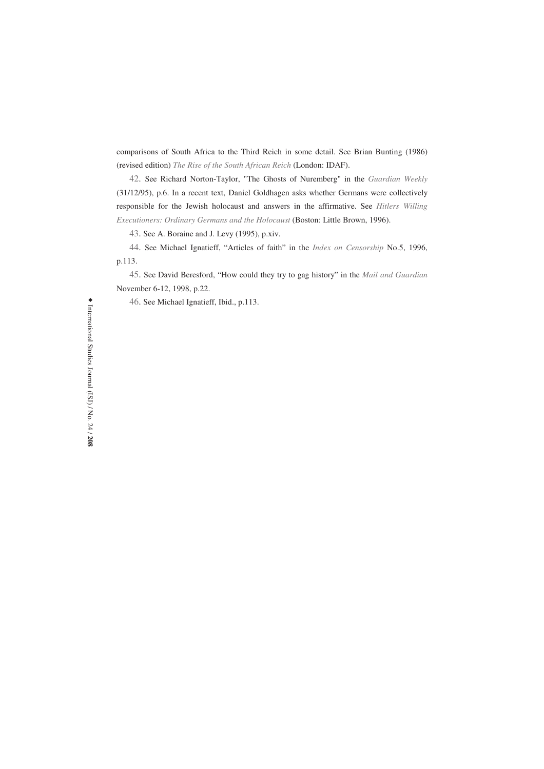comparisons of South Africa to the Third Reich in some detail. See Brian Bunting (1986) (revised edition) *The Rise of the South African Reich* (London: IDAF).

42. See Richard Norton-Taylor, "The Ghosts of Nuremberg" in the *Guardian Weekly* (31/12/95), p.6. In a recent text, Daniel Goldhagen asks whether Germans were collectively responsible for the Jewish holocaust and answers in the affirmative. See *Hitlers Willing Executioners: Ordinary Germans and the Holocaust* (Boston: Little Brown, 1996).

43. See A. Boraine and J. Levy (1995), p.xiv.

44. See Michael Ignatieff, "Articles of faith" in the *Index on Censorship* No.5, 1996, p.113.

45. See David Beresford, "How could they try to gag history" in the *Mail and Guardian* November 6-12, 1998, p.22.

46. See Michael Ignatieff, Ibid., p.113.